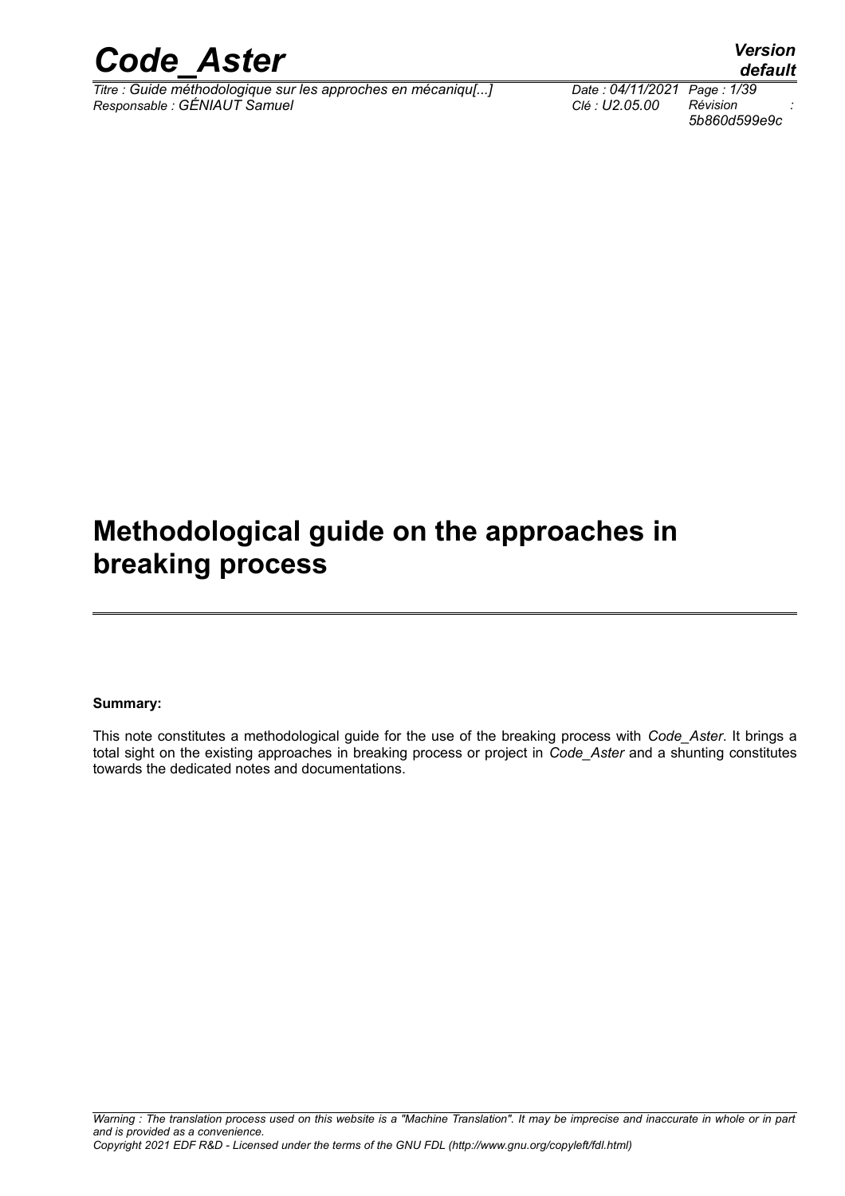# Methodological guide on the approaches in breaking process

**Summary:**

This note constitutes a methodological guide for the use of the breaking process with *Code_Aster*. It brings a total sight on the existing approaches in breaking process or project in *Code_Aster* and a shunting constitutes towards the dedicated notes and documentations.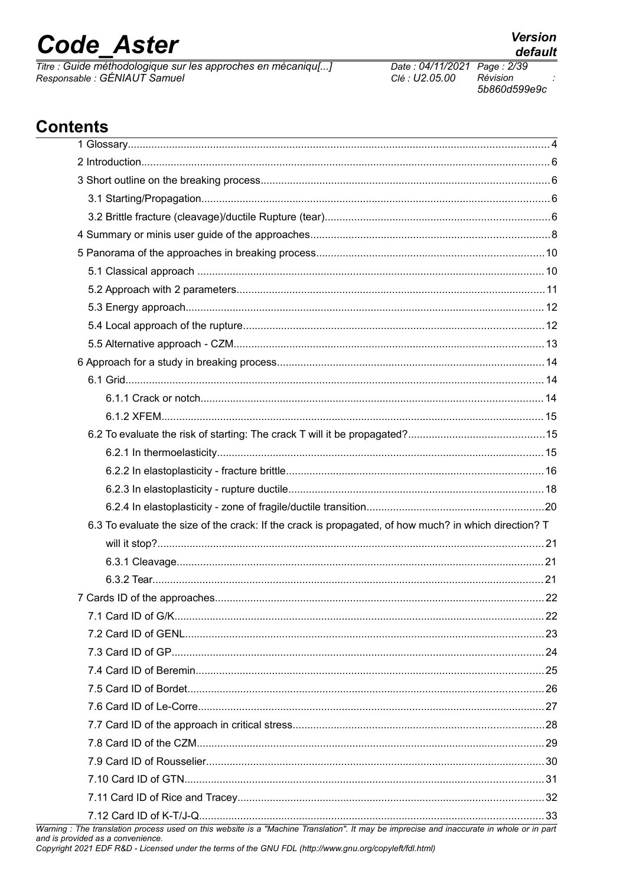## Contents

- 1 Glossary....4
- 2 Introduction....6
- 3 Short outline on the breaking process....6
  - 3.1 Starting/Propagation....6
  - 3.2 Brittle fracture (cleavage)/ductile Rupture (tear)....6
- 4 Summary or minis user guide of the approaches....8
- 5 Panorama of the approaches in breaking process....10
  - 5.1 Classical approach....10
  - 5.2 Approach with 2 parameters....11
  - 5.3 Energy approach....12
  - 5.4 Local approach of the rupture....12
  - 5.5 Alternative approach - CZM....13
- 6 Approach for a study in breaking process....14
  - 6.1 Grid....14
    - 6.1.1 Crack or notch....14
    - 6.1.2 XFEM....15
  - 6.2 To evaluate the risk of starting: The crack T will it be propagated?....15
    - 6.2.1 In thermoelasticity....15
    - 6.2.2 In elastoplasticity - fracture brittle....16
    - 6.2.3 In elastoplasticity - rupture ductile....18
    - 6.2.4 In elastoplasticity - zone of fragile/ductile transition....20
  - 6.3 To evaluate the size of the crack: If the crack is propagated, of how much? in which direction? T will it stop?....21
    - 6.3.1 Cleavage....21
    - 6.3.2 Tear....21
- 7 Cards ID of the approaches....22
  - 7.1 Card ID of G/K....22
  - 7.2 Card ID of GENL....23
  - 7.3 Card ID of GP....24
  - 7.4 Card ID of Beremin....25
  - 7.5 Card ID of Bordet....26
  - 7.6 Card ID of Le-Corre....27
  - 7.7 Card ID of the approach in critical stress....28
  - 7.8 Card ID of the CZM....29
  - 7.9 Card ID of Rousselier....30
  - 7.10 Card ID of GTN....31
  - 7.11 Card ID of Rice and Tracey....32
  - 7.12 Card ID of K-T/J-Q....33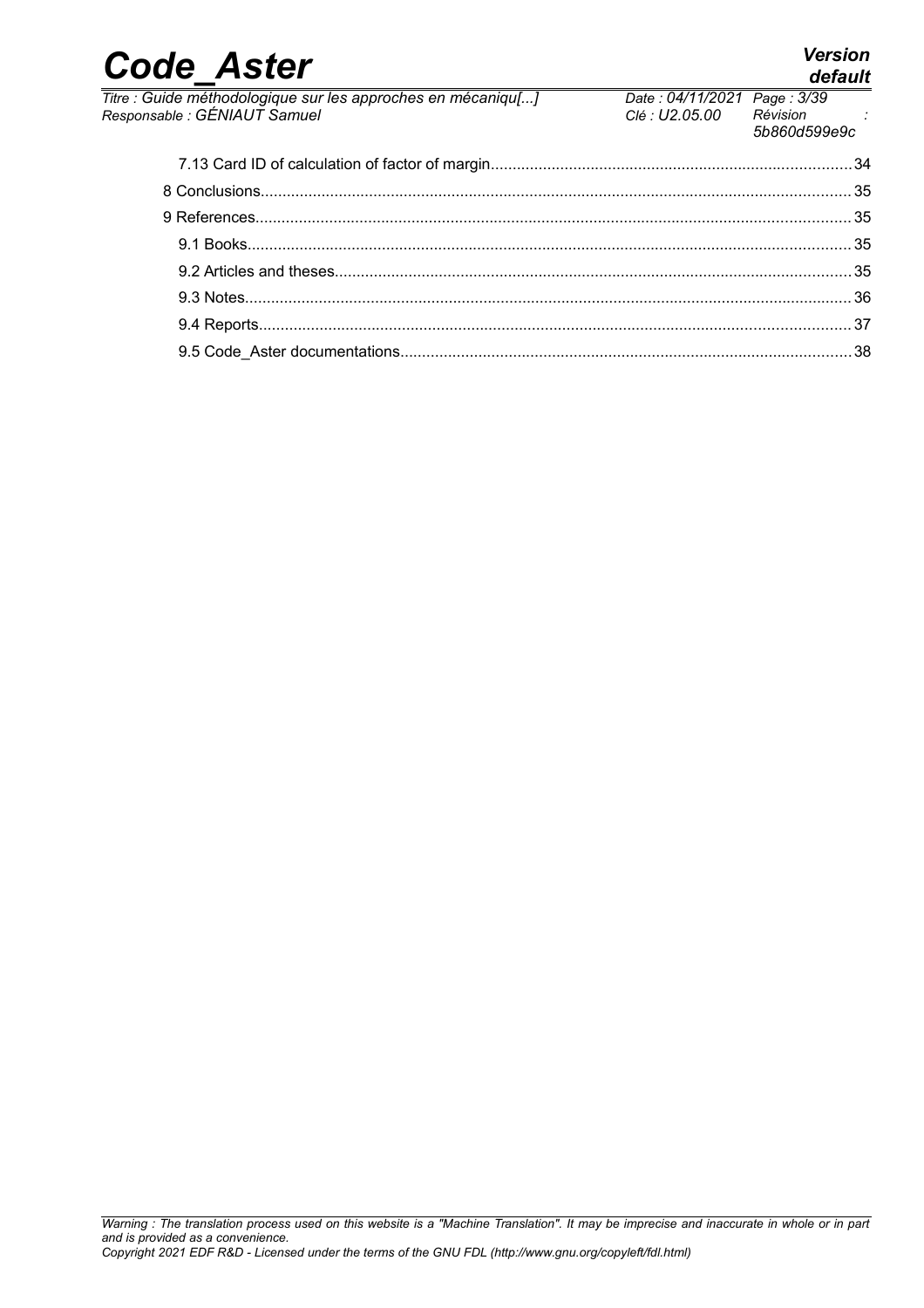7.13 Card ID of calculation of factor of margin....................34

8 Conclusions....................35

9 References....................35

9.1 Books....................35

9.2 Articles and theses....................35

9.3 Notes....................36

9.4 Reports....................37

9.5 Code_Aster documentations....................38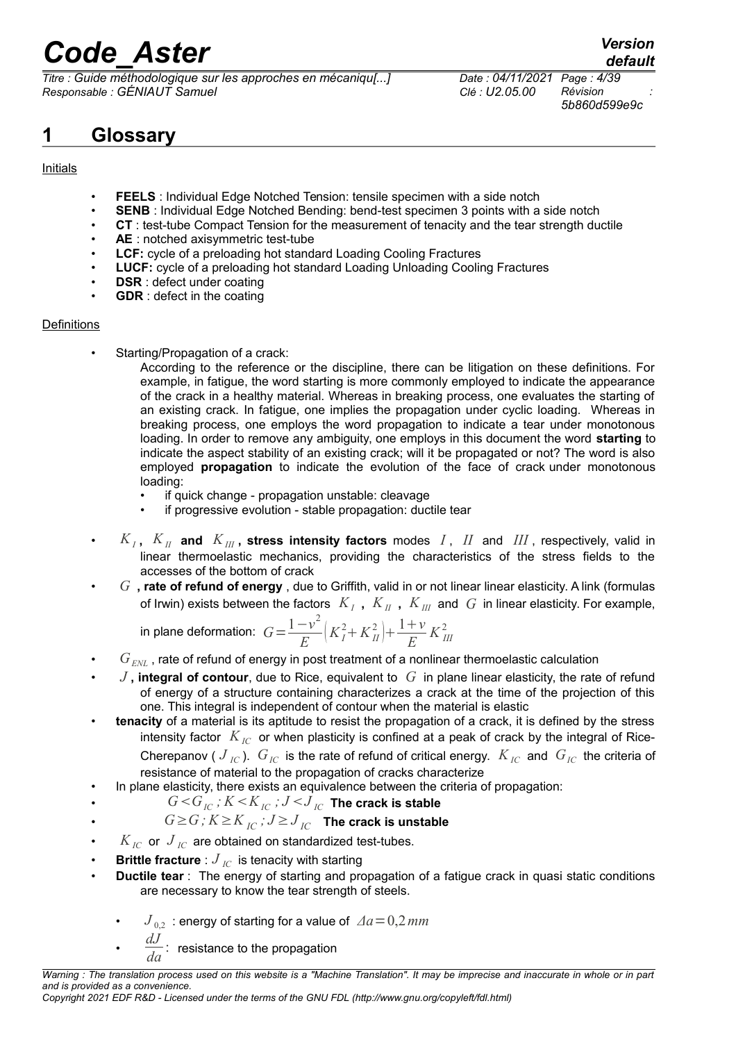# 1 Glossary

Initials

- **FEELS** : Individual Edge Notched Tension: tensile specimen with a side notch
- **SENB** : Individual Edge Notched Bending: bend-test specimen 3 points with a side notch
- **CT** : test-tube Compact Tension for the measurement of tenacity and the tear strength ductile
- **AE** : notched axisymmetric test-tube
- **LCF:** cycle of a preloading hot standard Loading Cooling Fractures
- **LUCF:** cycle of a preloading hot standard Loading Unloading Cooling Fractures
- **DSR** : defect under coating
- **GDR** : defect in the coating

Definitions

- Starting/Propagation of a crack:
  According to the reference or the discipline, there can be litigation on these definitions. For example, in fatigue, the word starting is more commonly employed to indicate the appearance of the crack in a healthy material. Whereas in breaking process, one evaluates the starting of an existing crack. In fatigue, one implies the propagation under cyclic loading. Whereas in breaking process, one employs the word propagation to indicate a tear under monotonous loading. In order to remove any ambiguity, one employs in this document the word **starting** to indicate the aspect stability of an existing crack; will it be propagated or not? The word is also employed **propagation** to indicate the evolution of the face of crack under monotonous loading:
  - if quick change - propagation unstable: cleavage
  - if progressive evolution - stable propagation: ductile tear
- $K_I$ **,** $K_{II}$ **and** $K_{III}$ **, stress intensity factors** modes $I$, $II$ and $III$, respectively, valid in linear thermoelastic mechanics, providing the characteristics of the stress fields to the accesses of the bottom of crack
- $G$ **, rate of refund of energy** , due to Griffith, valid in or not linear linear elasticity. A link (formulas of Irwin) exists between the factors $K_I$ **,** $K_{II}$ **,** $K_{III}$ and $G$ in linear elasticity. For example, in plane deformation: $G=\frac{1-\nu^2}{E}\left(K_I^2+K_{II}^2\right)+\frac{1+\nu}{E}K_{III}^2$
- $G_{ENL}$ , rate of refund of energy in post treatment of a nonlinear thermoelastic calculation
- $J$ **, integral of contour**, due to Rice, equivalent to $G$ in plane linear elasticity, the rate of refund of energy of a structure containing characterizes a crack at the time of the projection of this one. This integral is independent of contour when the material is elastic
- **tenacity** of a material is its aptitude to resist the propagation of a crack, it is defined by the stress intensity factor $K_{IC}$ or when plasticity is confined at a peak of crack by the integral of Rice-Cherepanov ( $J_{IC}$ ). $G_{IC}$ is the rate of refund of critical energy. $K_{IC}$ and $G_{IC}$ the criteria of resistance of material to the propagation of cracks characterize
- In plane elasticity, there exists an equivalence between the criteria of propagation:
- $G<G_{IC}\,;K<K_{IC}\,;J<J_{IC}$ **The crack is stable**
- $G\geq G\,;K\geq K_{IC}\,;J\geq J_{IC}$ **The crack is unstable**
- $K_{IC}$ or $J_{IC}$ are obtained on standardized test-tubes.
- **Brittle fracture** : $J_{IC}$ is tenacity with starting
- **Ductile tear** : The energy of starting and propagation of a fatigue crack in quasi static conditions are necessary to know the tear strength of steels.
  - $J_{0,2}$ : energy of starting for a value of $\Delta a=0{,}2\,mm$
  - $\frac{dJ}{da}$ : resistance to the propagation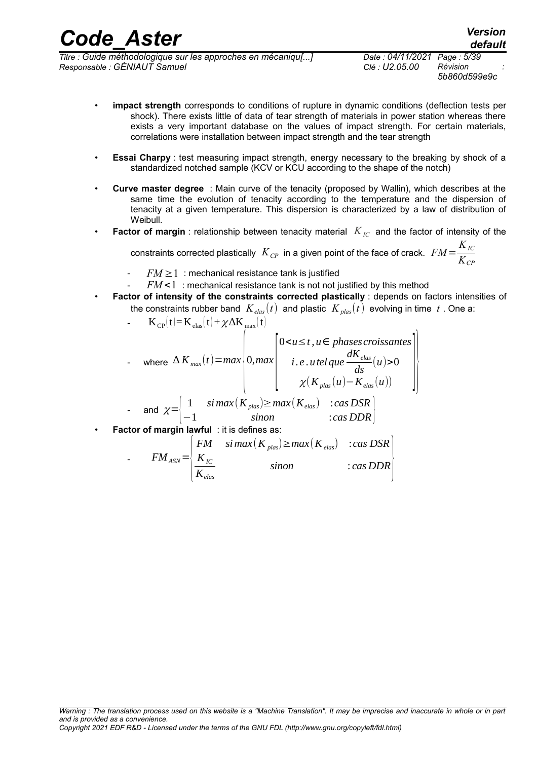- **impact strength** corresponds to conditions of rupture in dynamic conditions (deflection tests per shock). There exists little of data of tear strength of materials in power station whereas there exists a very important database on the values of impact strength. For certain materials, correlations were installation between impact strength and the tear strength

- **Essai Charpy** : test measuring impact strength, energy necessary to the breaking by shock of a standardized notched sample (KCV or KCU according to the shape of the notch)

- **Curve master degree** : Main curve of the tenacity (proposed by Wallin), which describes at the same time the evolution of tenacity according to the temperature and the dispersion of tenacity at a given temperature. This dispersion is characterized by a law of distribution of Weibull.

- **Factor of margin** : relationship between tenacity material $K_{IC}$ and the factor of intensity of the constraints corrected plastically $K_{CP}$ in a given point of the face of crack. $FM=\dfrac{K_{IC}}{K_{CP}}$
  - $FM\geq 1$ : mechanical resistance tank is justified
  - $FM<1$ : mechanical resistance tank is not not justified by this method

- **Factor of intensity of the constraints corrected plastically** : depends on factors intensities of the constraints rubber band $K_{elas}(t)$ and plastic $K_{plas}(t)$ evolving in time $t$. One a:
  - $K_{CP}(t)=K_{elas}(t)+\chi\Delta K_{max}(t)$
  - where $\Delta K_{max}(t)=max\left(0,max\begin{bmatrix}0<u\leq t, u\in \ phases\,croissantes\\ i.e.\,u\,tel\,que\,\dfrac{dK_{elas}}{ds}(u)>0\\ \chi\left(K_{plas}(u)-K_{elas}(u)\right)\end{bmatrix}\right)$
  - and $\chi=\begin{cases}1 & si\,max(K_{plas})\geq max(K_{elas}) \quad :cas\,DSR\\ -1 & sinon \quad :cas\,DDR\end{cases}$

- **Factor of margin lawful** : it is defines as:
  - $FM_{ASN}=\begin{cases}FM & si\,max(K_{plas})\geq max(K_{elas}) \quad :cas\,DSR\\ \dfrac{K_{IC}}{K_{elas}} & sinon \quad :cas\,DDR\end{cases}$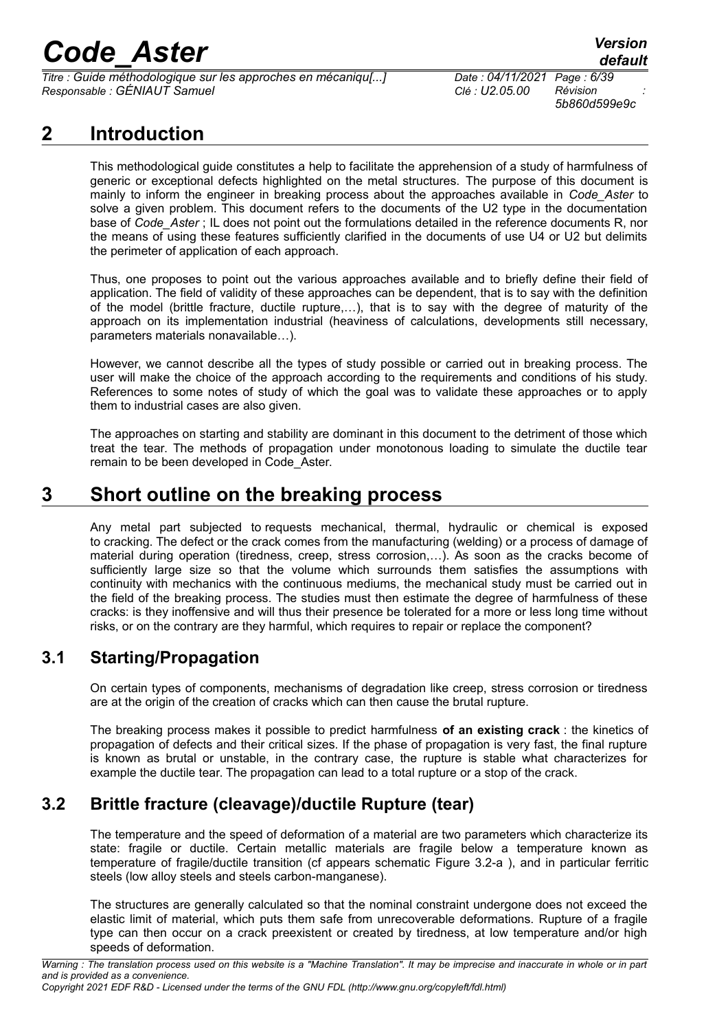# 2 Introduction

This methodological guide constitutes a help to facilitate the apprehension of a study of harmfulness of generic or exceptional defects highlighted on the metal structures. The purpose of this document is mainly to inform the engineer in breaking process about the approaches available in *Code_Aster* to solve a given problem. This document refers to the documents of the U2 type in the documentation base of *Code_Aster* ; IL does not point out the formulations detailed in the reference documents R, nor the means of using these features sufficiently clarified in the documents of use U4 or U2 but delimits the perimeter of application of each approach.

Thus, one proposes to point out the various approaches available and to briefly define their field of application. The field of validity of these approaches can be dependent, that is to say with the definition of the model (brittle fracture, ductile rupture,…), that is to say with the degree of maturity of the approach on its implementation industrial (heaviness of calculations, developments still necessary, parameters materials nonavailable…).

However, we cannot describe all the types of study possible or carried out in breaking process. The user will make the choice of the approach according to the requirements and conditions of his study. References to some notes of study of which the goal was to validate these approaches or to apply them to industrial cases are also given.

The approaches on starting and stability are dominant in this document to the detriment of those which treat the tear. The methods of propagation under monotonous loading to simulate the ductile tear remain to be been developed in Code_Aster.

# 3 Short outline on the breaking process

Any metal part subjected to requests mechanical, thermal, hydraulic or chemical is exposed to cracking. The defect or the crack comes from the manufacturing (welding) or a process of damage of material during operation (tiredness, creep, stress corrosion,…). As soon as the cracks become of sufficiently large size so that the volume which surrounds them satisfies the assumptions with continuity with mechanics with the continuous mediums, the mechanical study must be carried out in the field of the breaking process. The studies must then estimate the degree of harmfulness of these cracks: is they inoffensive and will thus their presence be tolerated for a more or less long time without risks, or on the contrary are they harmful, which requires to repair or replace the component?

## 3.1 Starting/Propagation

On certain types of components, mechanisms of degradation like creep, stress corrosion or tiredness are at the origin of the creation of cracks which can then cause the brutal rupture.

The breaking process makes it possible to predict harmfulness **of an existing crack** : the kinetics of propagation of defects and their critical sizes. If the phase of propagation is very fast, the final rupture is known as brutal or unstable, in the contrary case, the rupture is stable what characterizes for example the ductile tear. The propagation can lead to a total rupture or a stop of the crack.

## 3.2 Brittle fracture (cleavage)/ductile Rupture (tear)

The temperature and the speed of deformation of a material are two parameters which characterize its state: fragile or ductile. Certain metallic materials are fragile below a temperature known as temperature of fragile/ductile transition (cf appears schematic Figure 3.2-a ), and in particular ferritic steels (low alloy steels and steels carbon-manganese).

The structures are generally calculated so that the nominal constraint undergone does not exceed the elastic limit of material, which puts them safe from unrecoverable deformations. Rupture of a fragile type can then occur on a crack preexistent or created by tiredness, at low temperature and/or high speeds of deformation.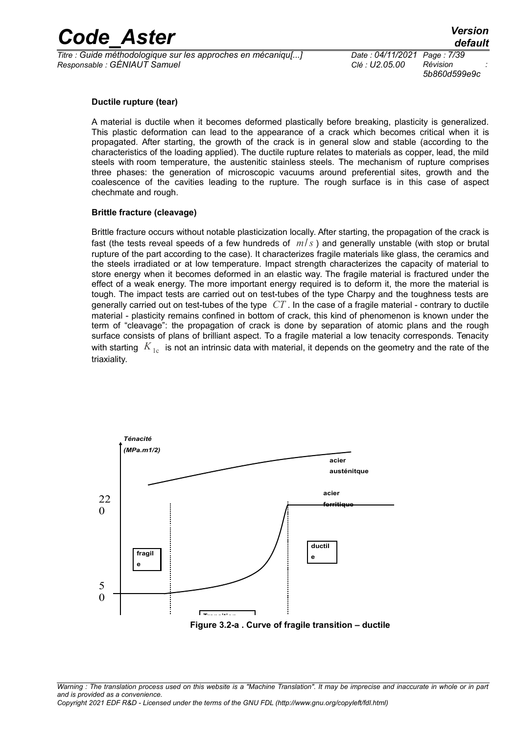**Ductile rupture (tear)**

A material is ductile when it becomes deformed plastically before breaking, plasticity is generalized. This plastic deformation can lead to the appearance of a crack which becomes critical when it is propagated. After starting, the growth of the crack is in general slow and stable (according to the characteristics of the loading applied). The ductile rupture relates to materials as copper, lead, the mild steels with room temperature, the austenitic stainless steels. The mechanism of rupture comprises three phases: the generation of microscopic vacuums around preferential sites, growth and the coalescence of the cavities leading to the rupture. The rough surface is in this case of aspect chechmate and rough.

**Brittle fracture (cleavage)**

Brittle fracture occurs without notable plasticization locally. After starting, the propagation of the crack is fast (the tests reveal speeds of a few hundreds of $m/s$ ) and generally unstable (with stop or brutal rupture of the part according to the case). It characterizes fragile materials like glass, the ceramics and the steels irradiated or at low temperature. Impact strength characterizes the capacity of material to store energy when it becomes deformed in an elastic way. The fragile material is fractured under the effect of a weak energy. The more important energy required is to deform it, the more the material is tough. The impact tests are carried out on test-tubes of the type Charpy and the toughness tests are generally carried out on test-tubes of the type $CT$. In the case of a fragile material - contrary to ductile material - plasticity remains confined in bottom of crack, this kind of phenomenon is known under the term of "cleavage": the propagation of crack is done by separation of atomic plans and the rough surface consists of plans of brilliant aspect. To a fragile material a low tenacity corresponds. Tenacity with starting $K_{1c}$ is not an intrinsic data with material, it depends on the geometry and the rate of the triaxiality.

Ténacité (MPa.m1/2)

220

50

acier austénitque

acier ferritique

fragile

ductile

Transition

**Figure 3.2-a . Curve of fragile transition – ductile**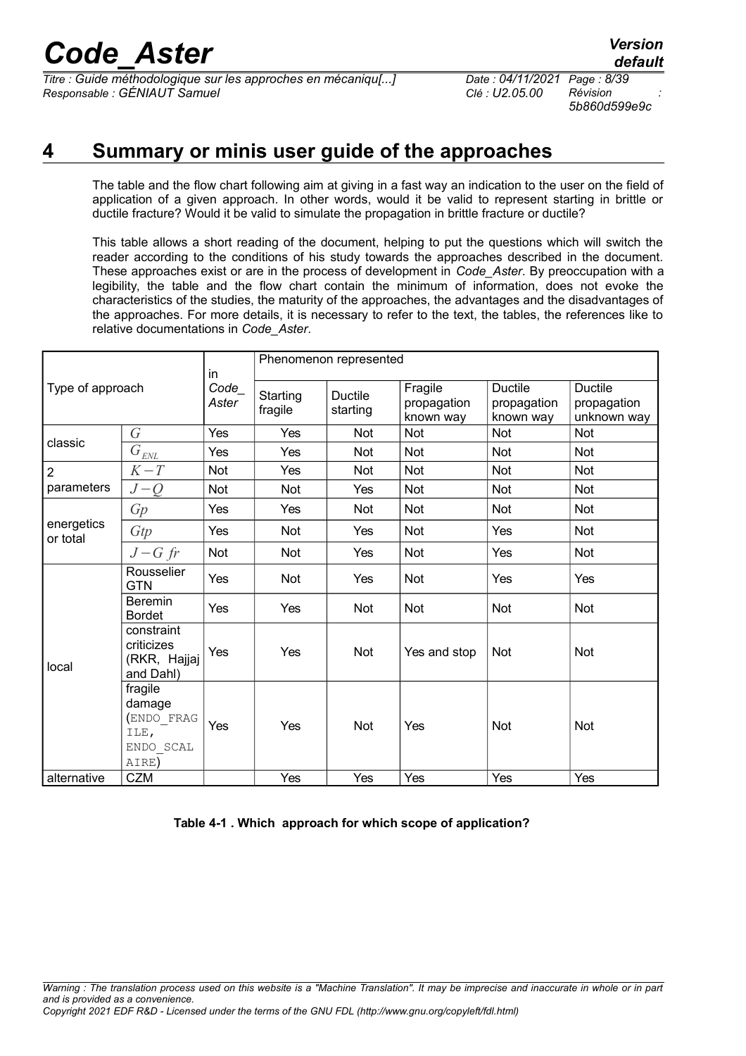# 4 Summary or minis user guide of the approaches

The table and the flow chart following aim at giving in a fast way an indication to the user on the field of application of a given approach. In other words, would it be valid to represent starting in brittle or ductile fracture? Would it be valid to simulate the propagation in brittle fracture or ductile?

This table allows a short reading of the document, helping to put the questions which will switch the reader according to the conditions of his study towards the approaches described in the document. These approaches exist or are in the process of development in *Code_Aster*. By preoccupation with a legibility, the table and the flow chart contain the minimum of information, does not evoke the characteristics of the studies, the maturity of the approaches, the advantages and the disadvantages of the approaches. For more details, it is necessary to refer to the text, the tables, the references like to relative documentations in *Code_Aster*.

| Type of approach | | in Code_Aster | Phenomenon represented | | | | |
|---|---|---|---|---|---|---|---|
| | | | Starting fragile | Ductile starting | Fragile propagation known way | Ductile propagation known way | Ductile propagation unknown way |
| classic | $G$ | Yes | Yes | Not | Not | Not | Not |
| | $G_{ENL}$ | Yes | Yes | Not | Not | Not | Not |
| 2 parameters | $K-T$ | Not | Yes | Not | Not | Not | Not |
| | $J-Q$ | Not | Not | Yes | Not | Not | Not |
| energetics or total | $Gp$ | Yes | Yes | Not | Not | Not | Not |
| | $Gtp$ | Yes | Not | Yes | Not | Yes | Not |
| | $J-G\ fr$ | Not | Not | Yes | Not | Yes | Not |
| local | Rousselier GTN | Yes | Not | Yes | Not | Yes | Yes |
| | Beremin Bordet | Yes | Yes | Not | Not | Not | Not |
| | constraint criticizes (RKR, Hajjaj and Dahl) | Yes | Yes | Not | Yes and stop | Not | Not |
| | fragile damage (ENDO_FRAGILE, ENDO_SCALAIRE) | Yes | Yes | Not | Yes | Not | Not |
| alternative | CZM | | Yes | Yes | Yes | Yes | Yes |

**Table 4-1 . Which approach for which scope of application?**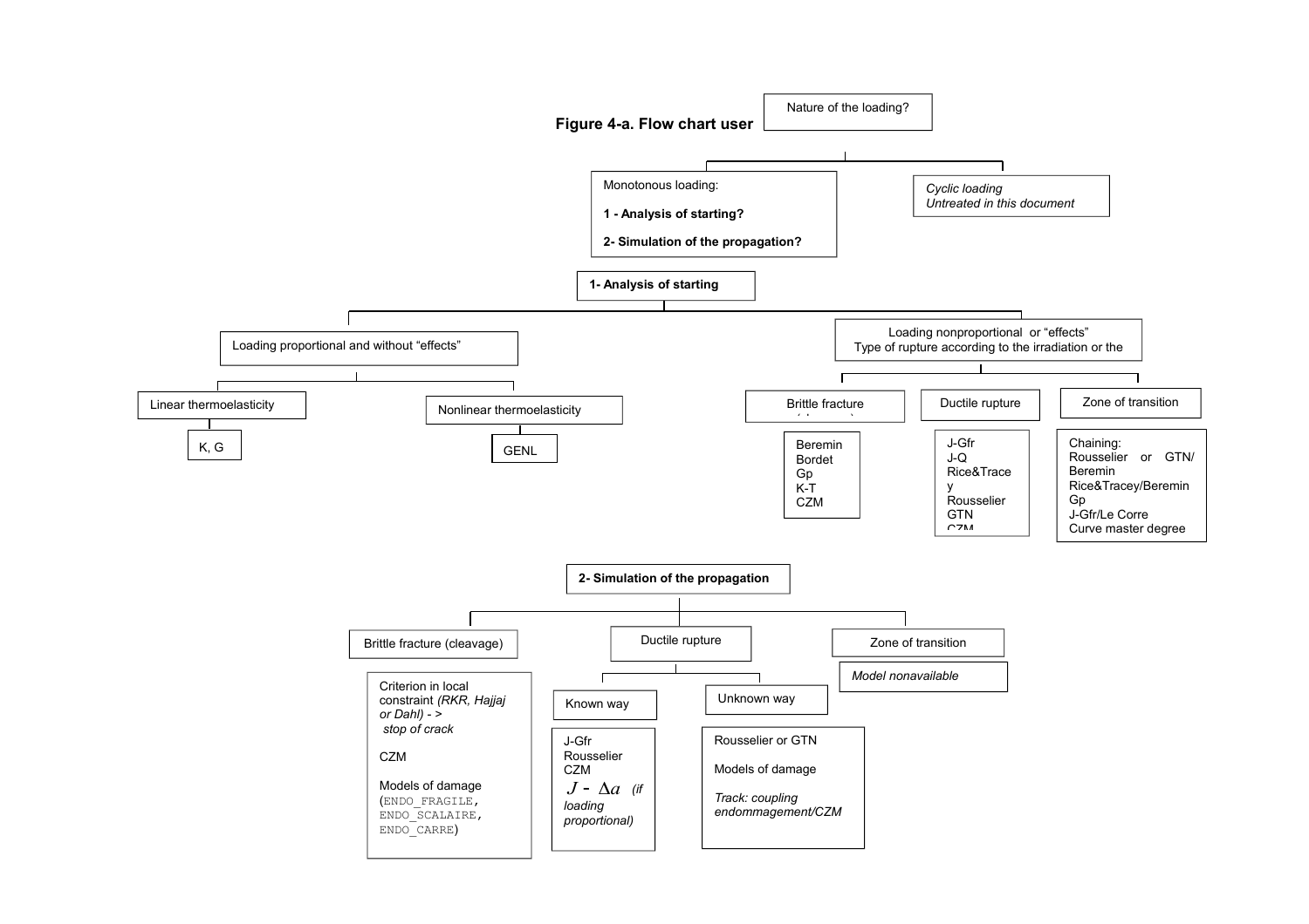**Figure 4-a. Flow chart user**

Nature of the loading?

- Monotonous loading:
  - **1 - Analysis of starting?**
  - **2- Simulation of the propagation?**
- *Cyclic loading Untreated in this document*

**1- Analysis of starting**

- Loading proportional and without "effects"
  - Linear thermoelasticity
    - K, G
  - Nonlinear thermoelasticity
    - GENL
- Loading nonproportional or "effects" Type of rupture according to the irradiation or the
  - Brittle fracture
    - Beremin
    - Bordet
    - Gp
    - K-T
    - CZM
  - Ductile rupture
    - J-Gfr
    - J-Q
    - Rice&Trace y
    - Rousselier
    - GTN
    - CZM
  - Zone of transition
    - Chaining:
    - Rousselier or GTN/ Beremin
    - Rice&Tracey/Beremin
    - Gp
    - J-Gfr/Le Corre
    - Curve master degree

**2- Simulation of the propagation**

- Brittle fracture (cleavage)
  - Criterion in local constraint *(RKR, Hajjaj or Dahl)* - > *stop of crack*
  - CZM
  - Models of damage (`ENDO_FRAGILE`, `ENDO_SCALAIRE`, `ENDO_CARRE`)
- Ductile rupture
  - Known way
    - J-Gfr
    - Rousselier
    - CZM
    - $J - \Delta a$ *(if loading proportional)*
  - Unknown way
    - Rousselier or GTN
    - Models of damage
    - *Track: coupling endommagement/CZM*
- Zone of transition
  - *Model nonavailable*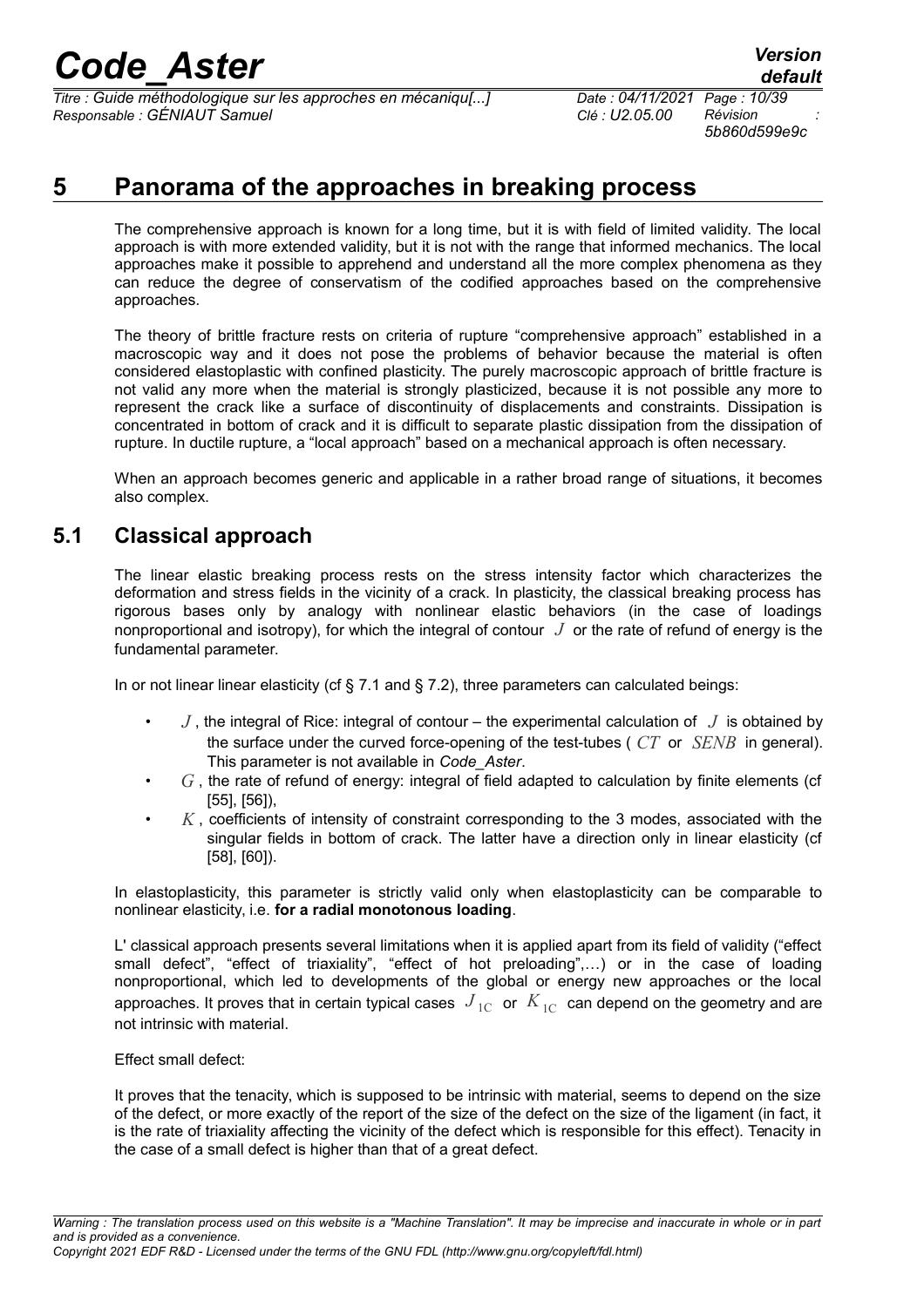# 5 Panorama of the approaches in breaking process

The comprehensive approach is known for a long time, but it is with field of limited validity. The local approach is with more extended validity, but it is not with the range that informed mechanics. The local approaches make it possible to apprehend and understand all the more complex phenomena as they can reduce the degree of conservatism of the codified approaches based on the comprehensive approaches.

The theory of brittle fracture rests on criteria of rupture "comprehensive approach" established in a macroscopic way and it does not pose the problems of behavior because the material is often considered elastoplastic with confined plasticity. The purely macroscopic approach of brittle fracture is not valid any more when the material is strongly plasticized, because it is not possible any more to represent the crack like a surface of discontinuity of displacements and constraints. Dissipation is concentrated in bottom of crack and it is difficult to separate plastic dissipation from the dissipation of rupture. In ductile rupture, a "local approach" based on a mechanical approach is often necessary.

When an approach becomes generic and applicable in a rather broad range of situations, it becomes also complex.

## 5.1 Classical approach

The linear elastic breaking process rests on the stress intensity factor which characterizes the deformation and stress fields in the vicinity of a crack. In plasticity, the classical breaking process has rigorous bases only by analogy with nonlinear elastic behaviors (in the case of loadings nonproportional and isotropy), for which the integral of contour $J$ or the rate of refund of energy is the fundamental parameter.

In or not linear linear elasticity (cf § 7.1 and § 7.2), three parameters can calculated beings:

- $J$, the integral of Rice: integral of contour – the experimental calculation of $J$ is obtained by the surface under the curved force-opening of the test-tubes ( $CT$ or $SENB$ in general). This parameter is not available in *Code_Aster*.
- $G$, the rate of refund of energy: integral of field adapted to calculation by finite elements (cf [55], [56]),
- $K$, coefficients of intensity of constraint corresponding to the 3 modes, associated with the singular fields in bottom of crack. The latter have a direction only in linear elasticity (cf [58], [60]).

In elastoplasticity, this parameter is strictly valid only when elastoplasticity can be comparable to nonlinear elasticity, i.e. **for a radial monotonous loading**.

L' classical approach presents several limitations when it is applied apart from its field of validity ("effect small defect", "effect of triaxiality", "effect of hot preloading",…) or in the case of loading nonproportional, which led to developments of the global or energy new approaches or the local approaches. It proves that in certain typical cases $J_{1C}$ or $K_{1C}$ can depend on the geometry and are not intrinsic with material.

Effect small defect:

It proves that the tenacity, which is supposed to be intrinsic with material, seems to depend on the size of the defect, or more exactly of the report of the size of the defect on the size of the ligament (in fact, it is the rate of triaxiality affecting the vicinity of the defect which is responsible for this effect). Tenacity in the case of a small defect is higher than that of a great defect.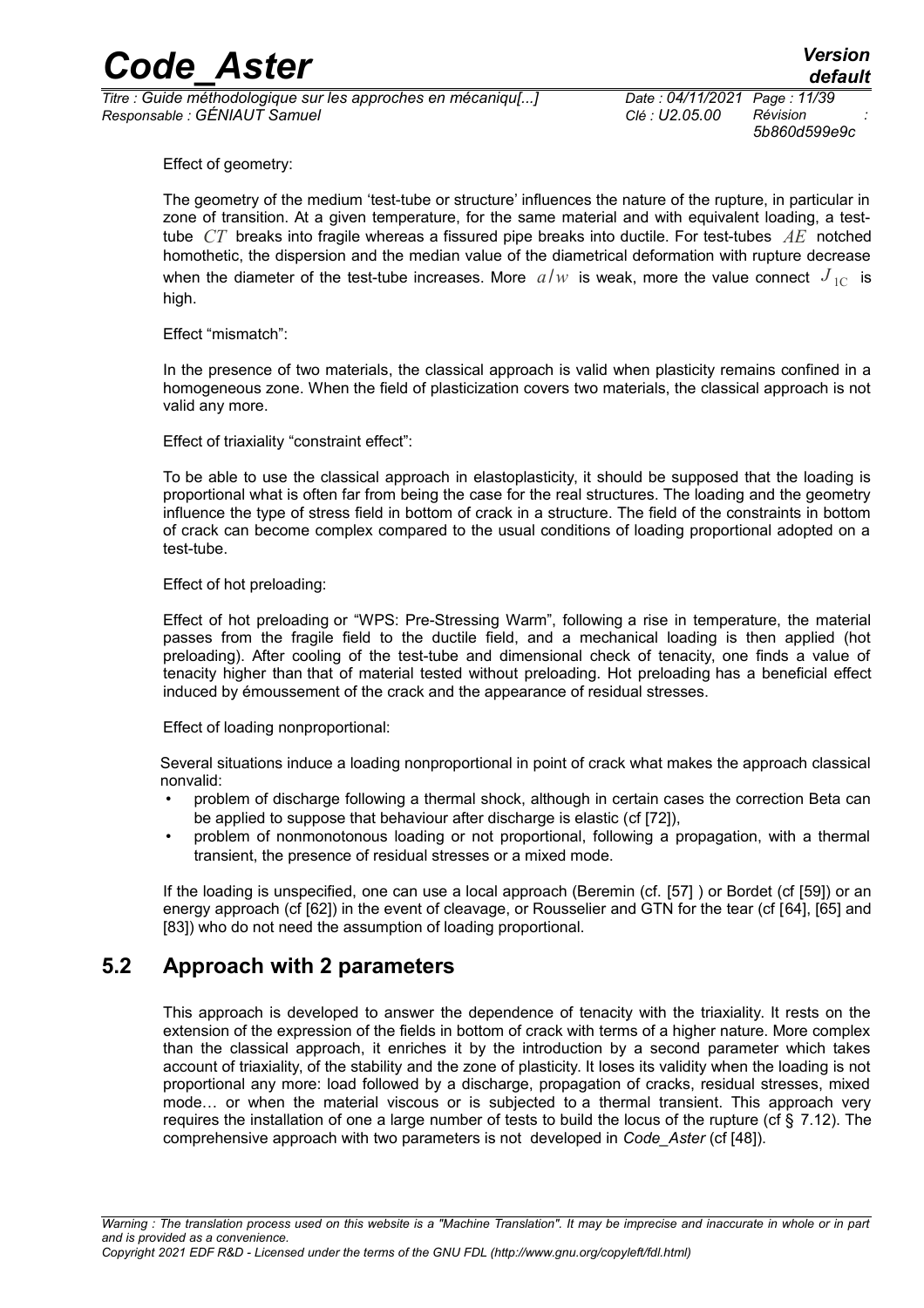Effect of geometry:

The geometry of the medium 'test-tube or structure' influences the nature of the rupture, in particular in zone of transition. At a given temperature, for the same material and with equivalent loading, a test-tube $CT$ breaks into fragile whereas a fissured pipe breaks into ductile. For test-tubes $AE$ notched homothetic, the dispersion and the median value of the diametrical deformation with rupture decrease when the diameter of the test-tube increases. More $a/w$ is weak, more the value connect $J_{1C}$ is high.

Effect "mismatch":

In the presence of two materials, the classical approach is valid when plasticity remains confined in a homogeneous zone. When the field of plasticization covers two materials, the classical approach is not valid any more.

Effect of triaxiality "constraint effect":

To be able to use the classical approach in elastoplasticity, it should be supposed that the loading is proportional what is often far from being the case for the real structures. The loading and the geometry influence the type of stress field in bottom of crack in a structure. The field of the constraints in bottom of crack can become complex compared to the usual conditions of loading proportional adopted on a test-tube.

Effect of hot preloading:

Effect of hot preloading or "WPS: Pre-Stressing Warm", following a rise in temperature, the material passes from the fragile field to the ductile field, and a mechanical loading is then applied (hot preloading). After cooling of the test-tube and dimensional check of tenacity, one finds a value of tenacity higher than that of material tested without preloading. Hot preloading has a beneficial effect induced by émoussement of the crack and the appearance of residual stresses.

Effect of loading nonproportional:

Several situations induce a loading nonproportional in point of crack what makes the approach classical nonvalid:

- problem of discharge following a thermal shock, although in certain cases the correction Beta can be applied to suppose that behaviour after discharge is elastic (cf [72]),
- problem of nonmonotonous loading or not proportional, following a propagation, with a thermal transient, the presence of residual stresses or a mixed mode.

If the loading is unspecified, one can use a local approach (Beremin (cf. [57] ) or Bordet (cf [59]) or an energy approach (cf [62]) in the event of cleavage, or Rousselier and GTN for the tear (cf [64], [65] and [83]) who do not need the assumption of loading proportional.

## 5.2 Approach with 2 parameters

This approach is developed to answer the dependence of tenacity with the triaxiality. It rests on the extension of the expression of the fields in bottom of crack with terms of a higher nature. More complex than the classical approach, it enriches it by the introduction by a second parameter which takes account of triaxiality, of the stability and the zone of plasticity. It loses its validity when the loading is not proportional any more: load followed by a discharge, propagation of cracks, residual stresses, mixed mode… or when the material viscous or is subjected to a thermal transient. This approach very requires the installation of one a large number of tests to build the locus of the rupture (cf § 7.12). The comprehensive approach with two parameters is not developed in *Code_Aster* (cf [48]).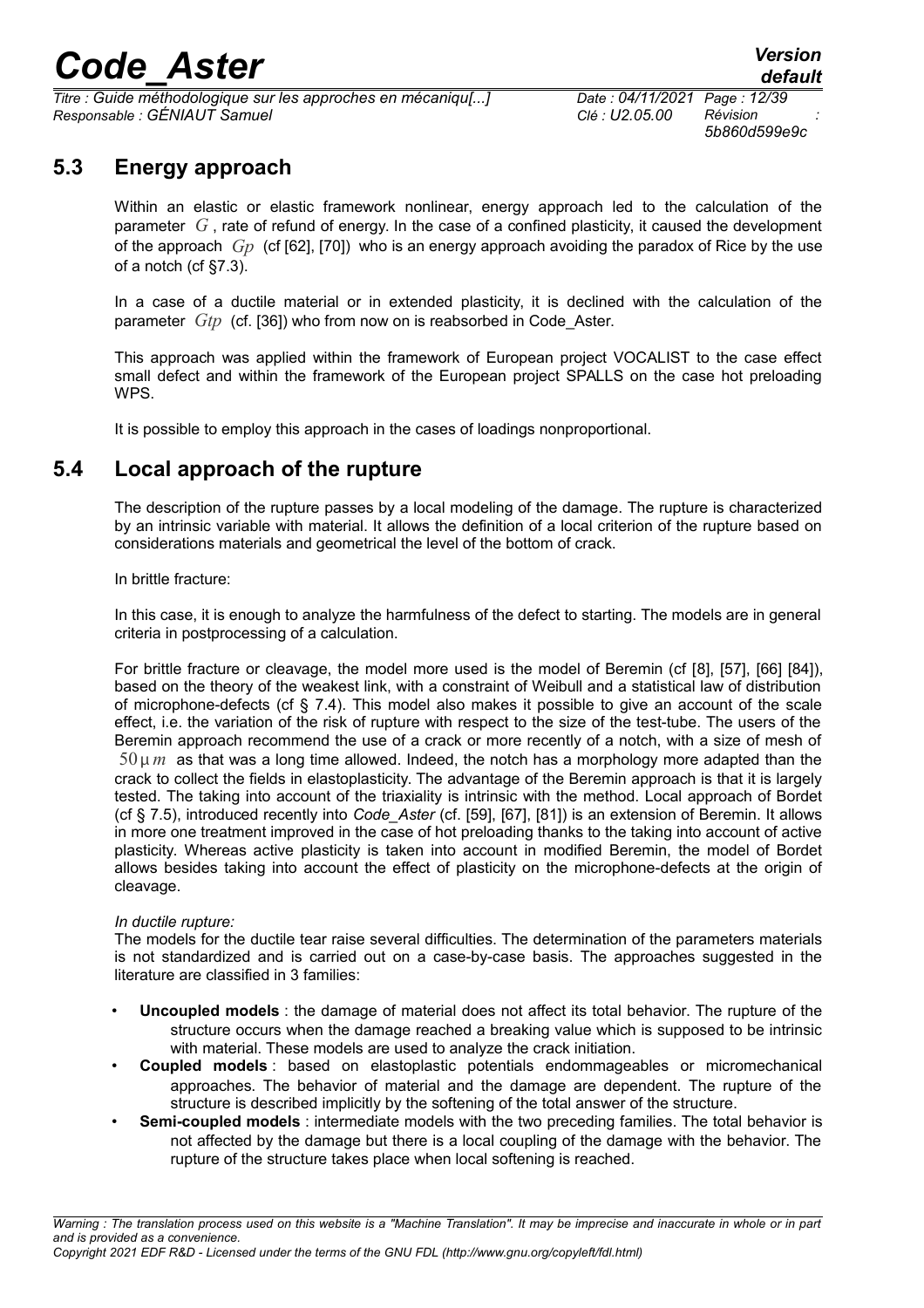## 5.3 Energy approach

Within an elastic or elastic framework nonlinear, energy approach led to the calculation of the parameter $G$, rate of refund of energy. In the case of a confined plasticity, it caused the development of the approach $Gp$ (cf [62], [70]) who is an energy approach avoiding the paradox of Rice by the use of a notch (cf §7.3).

In a case of a ductile material or in extended plasticity, it is declined with the calculation of the parameter $Gtp$ (cf. [36]) who from now on is reabsorbed in Code_Aster.

This approach was applied within the framework of European project VOCALIST to the case effect small defect and within the framework of the European project SPALLS on the case hot preloading WPS.

It is possible to employ this approach in the cases of loadings nonproportional.

## 5.4 Local approach of the rupture

The description of the rupture passes by a local modeling of the damage. The rupture is characterized by an intrinsic variable with material. It allows the definition of a local criterion of the rupture based on considerations materials and geometrical the level of the bottom of crack.

In brittle fracture:

In this case, it is enough to analyze the harmfulness of the defect to starting. The models are in general criteria in postprocessing of a calculation.

For brittle fracture or cleavage, the model more used is the model of Beremin (cf [8], [57], [66] [84]), based on the theory of the weakest link, with a constraint of Weibull and a statistical law of distribution of microphone-defects (cf § 7.4). This model also makes it possible to give an account of the scale effect, i.e. the variation of the risk of rupture with respect to the size of the test-tube. The users of the Beremin approach recommend the use of a crack or more recently of a notch, with a size of mesh of $50\,\mu m$ as that was a long time allowed. Indeed, the notch has a morphology more adapted than the crack to collect the fields in elastoplasticity. The advantage of the Beremin approach is that it is largely tested. The taking into account of the triaxiality is intrinsic with the method. Local approach of Bordet (cf § 7.5), introduced recently into *Code_Aster* (cf. [59], [67], [81]) is an extension of Beremin. It allows in more one treatment improved in the case of hot preloading thanks to the taking into account of active plasticity. Whereas active plasticity is taken into account in modified Beremin, the model of Bordet allows besides taking into account the effect of plasticity on the microphone-defects at the origin of cleavage.

*In ductile rupture:*
The models for the ductile tear raise several difficulties. The determination of the parameters materials is not standardized and is carried out on a case-by-case basis. The approaches suggested in the literature are classified in 3 families:

- **Uncoupled models** : the damage of material does not affect its total behavior. The rupture of the structure occurs when the damage reached a breaking value which is supposed to be intrinsic with material. These models are used to analyze the crack initiation.
- **Coupled models** : based on elastoplastic potentials endommageables or micromechanical approaches. The behavior of material and the damage are dependent. The rupture of the structure is described implicitly by the softening of the total answer of the structure.
- **Semi-coupled models** : intermediate models with the two preceding families. The total behavior is not affected by the damage but there is a local coupling of the damage with the behavior. The rupture of the structure takes place when local softening is reached.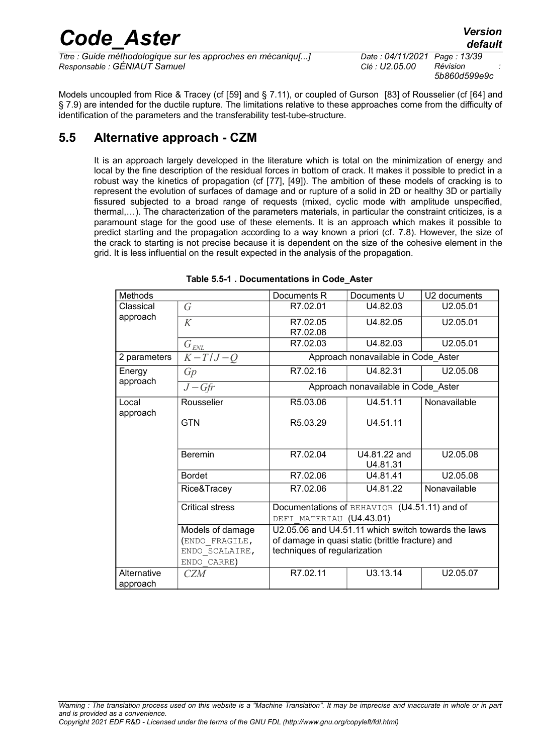Models uncoupled from Rice & Tracey (cf [59] and § 7.11), or coupled of Gurson [83] of Rousselier (cf [64] and § 7.9) are intended for the ductile rupture. The limitations relative to these approaches come from the difficulty of identification of the parameters and the transferability test-tube-structure.

## 5.5 Alternative approach - CZM

It is an approach largely developed in the literature which is total on the minimization of energy and local by the fine description of the residual forces in bottom of crack. It makes it possible to predict in a robust way the kinetics of propagation (cf [77], [49]). The ambition of these models of cracking is to represent the evolution of surfaces of damage and or rupture of a solid in 2D or healthy 3D or partially fissured subjected to a broad range of requests (mixed, cyclic mode with amplitude unspecified, thermal,…). The characterization of the parameters materials, in particular the constraint criticizes, is a paramount stage for the good use of these elements. It is an approach which makes it possible to predict starting and the propagation according to a way known a priori (cf. 7.8). However, the size of the crack to starting is not precise because it is dependent on the size of the cohesive element in the grid. It is less influential on the result expected in the analysis of the propagation.

**Table 5.5-1 . Documentations in Code_Aster**

| Methods | | Documents R | Documents U | U2 documents |
|---|---|---|---|---|
| Classical approach | $G$ | R7.02.01 | U4.82.03 | U2.05.01 |
| | $K$ | R7.02.05<br>R7.02.08 | U4.82.05 | U2.05.01 |
| | $G_{ENL}$ | R7.02.03 | U4.82.03 | U2.05.01 |
| 2 parameters | $K-T/J-Q$ | Approach nonavailable in Code_Aster | | |
| Energy approach | $Gp$ | R7.02.16 | U4.82.31 | U2.05.08 |
| | $J-Gfr$ | Approach nonavailable in Code_Aster | | |
| Local approach | Rousselier | R5.03.06 | U4.51.11 | Nonavailable |
| | GTN | R5.03.29 | U4.51.11 | |
| | Beremin | R7.02.04 | U4.81.22 and U4.81.31 | U2.05.08 |
| | Bordet | R7.02.06 | U4.81.41 | U2.05.08 |
| | Rice&Tracey | R7.02.06 | U4.81.22 | Nonavailable |
| | Critical stress | Documentations of BEHAVIOR (U4.51.11) and of DEFI_MATERIAU (U4.43.01) | | |
| | Models of damage (ENDO_FRAGILE, ENDO_SCALAIRE, ENDO_CARRE) | U2.05.06 and U4.51.11 which switch towards the laws of damage in quasi static (brittle fracture) and techniques of regularization | | |
| Alternative approach | $CZM$ | R7.02.11 | U3.13.14 | U2.05.07 |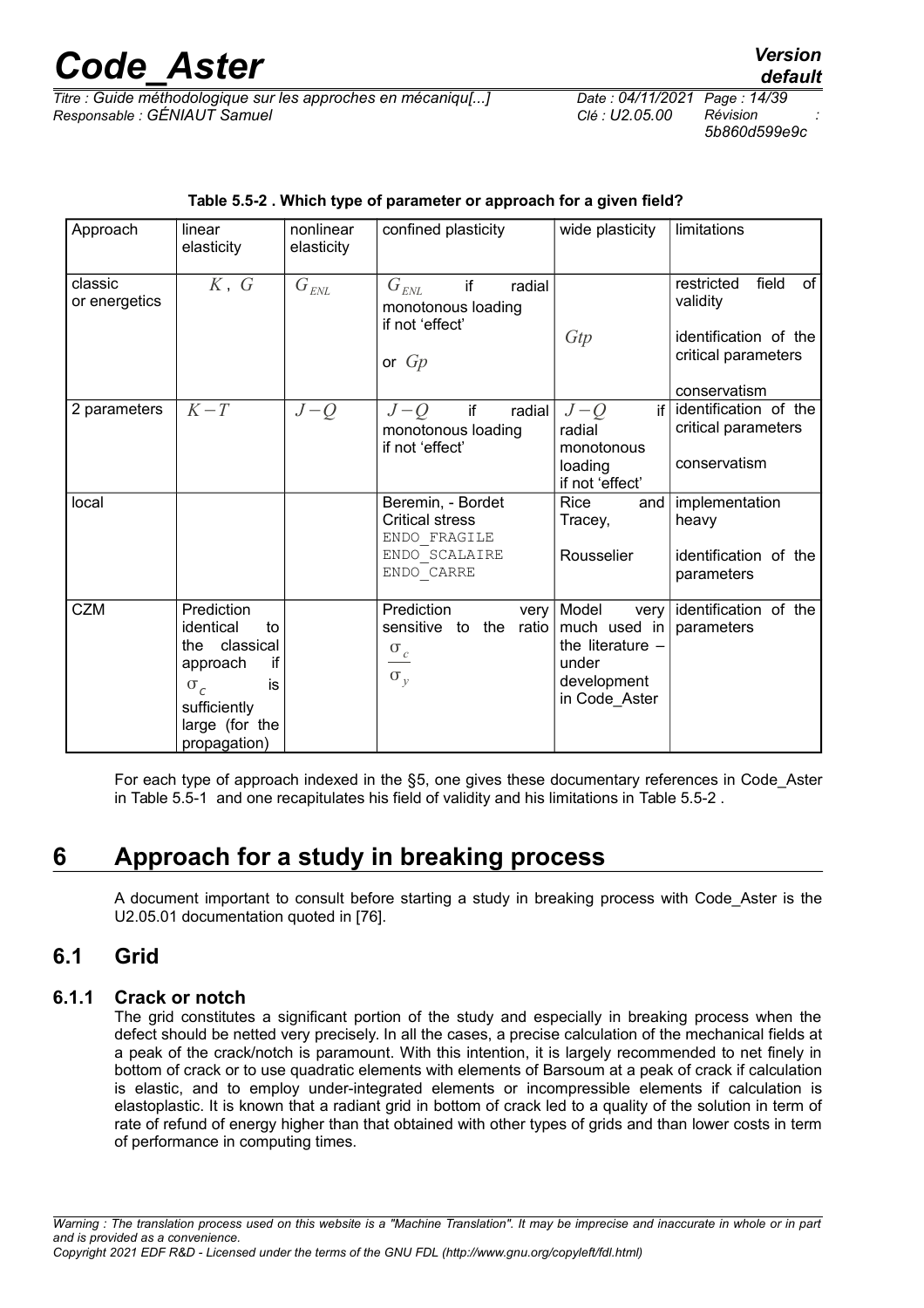**Table 5.5-2 . Which type of parameter or approach for a given field?**

| Approach | linear elasticity | nonlinear elasticity | confined plasticity | wide plasticity | limitations |
|---|---|---|---|---|---|
| classic or energetics | $K$, $G$ | $G_{ENL}$ | $G_{ENL}$ if radial monotonous loading if not 'effect' or $Gp$ | $Gtp$ | restricted field of validity<br>identification of the critical parameters<br>conservatism |
| 2 parameters | $K-T$ | $J-Q$ | $J-Q$ if radial monotonous loading if not 'effect' | $J-Q$ if radial monotonous loading if not 'effect' | identification of the critical parameters<br>conservatism |
| local | | | Beremin, - Bordet Critical stress ENDO_FRAGILE ENDO_SCALAIRE ENDO_CARRE | Rice and Tracey,<br>Rousselier | implementation heavy<br>identification of the parameters |
| CZM | Prediction identical to the classical approach if $\sigma_c$ is sufficiently large (for the propagation) | | Prediction very sensitive to the ratio $\frac{\sigma_c}{\sigma_y}$ | Model very much used in the literature – under development in Code_Aster | identification of the parameters |

For each type of approach indexed in the §5, one gives these documentary references in Code_Aster in Table 5.5-1 and one recapitulates his field of validity and his limitations in Table 5.5-2 .

# 6 Approach for a study in breaking process

A document important to consult before starting a study in breaking process with Code_Aster is the U2.05.01 documentation quoted in [76].

## 6.1 Grid

### 6.1.1 Crack or notch

The grid constitutes a significant portion of the study and especially in breaking process when the defect should be netted very precisely. In all the cases, a precise calculation of the mechanical fields at a peak of the crack/notch is paramount. With this intention, it is largely recommended to net finely in bottom of crack or to use quadratic elements with elements of Barsoum at a peak of crack if calculation is elastic, and to employ under-integrated elements or incompressible elements if calculation is elastoplastic. It is known that a radiant grid in bottom of crack led to a quality of the solution in term of rate of refund of energy higher than that obtained with other types of grids and than lower costs in term of performance in computing times.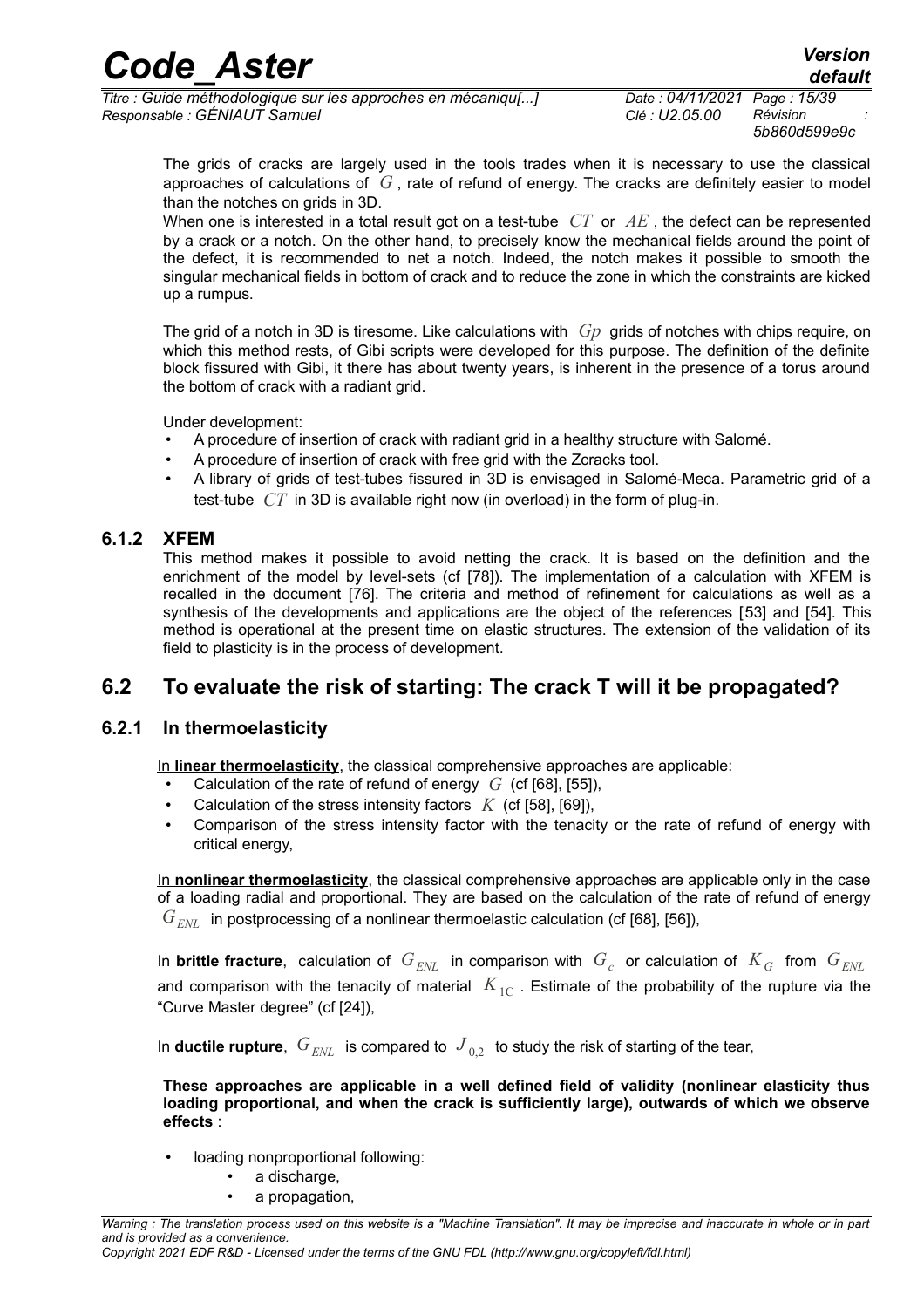The grids of cracks are largely used in the tools trades when it is necessary to use the classical approaches of calculations of $G$, rate of refund of energy. The cracks are definitely easier to model than the notches on grids in 3D.

When one is interested in a total result got on a test-tube $CT$ or $AE$, the defect can be represented by a crack or a notch. On the other hand, to precisely know the mechanical fields around the point of the defect, it is recommended to net a notch. Indeed, the notch makes it possible to smooth the singular mechanical fields in bottom of crack and to reduce the zone in which the constraints are kicked up a rumpus.

The grid of a notch in 3D is tiresome. Like calculations with $Gp$ grids of notches with chips require, on which this method rests, of Gibi scripts were developed for this purpose. The definition of the definite block fissured with Gibi, it there has about twenty years, is inherent in the presence of a torus around the bottom of crack with a radiant grid.

Under development:

- A procedure of insertion of crack with radiant grid in a healthy structure with Salomé.
- A procedure of insertion of crack with free grid with the Zcracks tool.
- A library of grids of test-tubes fissured in 3D is envisaged in Salomé-Meca. Parametric grid of a test-tube $CT$ in 3D is available right now (in overload) in the form of plug-in.

### 6.1.2 XFEM

This method makes it possible to avoid netting the crack. It is based on the definition and the enrichment of the model by level-sets (cf [78]). The implementation of a calculation with XFEM is recalled in the document [76]. The criteria and method of refinement for calculations as well as a synthesis of the developments and applications are the object of the references [53] and [54]. This method is operational at the present time on elastic structures. The extension of the validation of its field to plasticity is in the process of development.

## 6.2 To evaluate the risk of starting: The crack T will it be propagated?

### 6.2.1 In thermoelasticity

In **linear thermoelasticity**, the classical comprehensive approaches are applicable:

- Calculation of the rate of refund of energy $G$ (cf [68], [55]),
- Calculation of the stress intensity factors $K$ (cf [58], [69]),
- Comparison of the stress intensity factor with the tenacity or the rate of refund of energy with critical energy,

In **nonlinear thermoelasticity**, the classical comprehensive approaches are applicable only in the case of a loading radial and proportional. They are based on the calculation of the rate of refund of energy $G_{ENL}$ in postprocessing of a nonlinear thermoelastic calculation (cf [68], [56]),

In **brittle fracture**, calculation of $G_{ENL}$ in comparison with $G_c$ or calculation of $K_G$ from $G_{ENL}$ and comparison with the tenacity of material $K_{1C}$. Estimate of the probability of the rupture via the "Curve Master degree" (cf [24]),

In **ductile rupture**, $G_{ENL}$ is compared to $J_{0,2}$ to study the risk of starting of the tear,

**These approaches are applicable in a well defined field of validity (nonlinear elasticity thus loading proportional, and when the crack is sufficiently large), outwards of which we observe effects** :

- loading nonproportional following:
    - a discharge,
    - a propagation,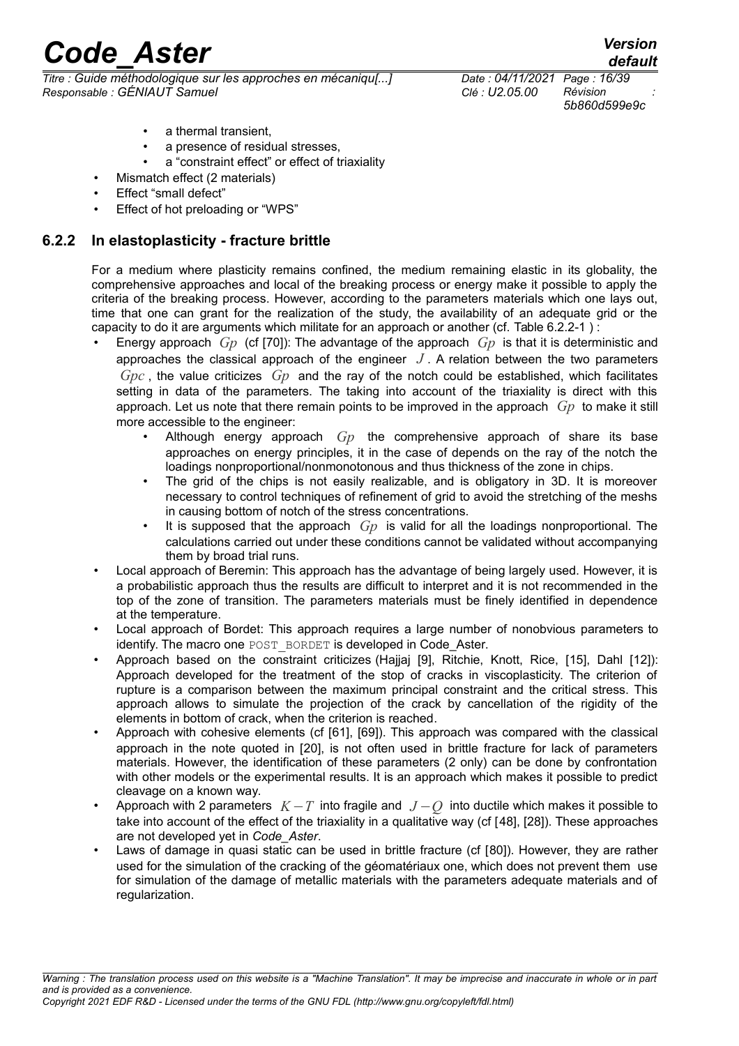- a thermal transient,
  - a presence of residual stresses,
  - a "constraint effect" or effect of triaxiality
- Mismatch effect (2 materials)
- Effect "small defect"
- Effect of hot preloading or "WPS"

### 6.2.2 In elastoplasticity - fracture brittle

For a medium where plasticity remains confined, the medium remaining elastic in its globality, the comprehensive approaches and local of the breaking process or energy make it possible to apply the criteria of the breaking process. However, according to the parameters materials which one lays out, time that one can grant for the realization of the study, the availability of an adequate grid or the capacity to do it are arguments which militate for an approach or another (cf. Table 6.2.2-1 ) :

- Energy approach $Gp$ (cf [70]): The advantage of the approach $Gp$ is that it is deterministic and approaches the classical approach of the engineer $J$. A relation between the two parameters $Gpc$, the value criticizes $Gp$ and the ray of the notch could be established, which facilitates setting in data of the parameters. The taking into account of the triaxiality is direct with this approach. Let us note that there remain points to be improved in the approach $Gp$ to make it still more accessible to the engineer:
  - Although energy approach $Gp$ the comprehensive approach of share its base approaches on energy principles, it in the case of depends on the ray of the notch the loadings nonproportional/nonmonotonous and thus thickness of the zone in chips.
  - The grid of the chips is not easily realizable, and is obligatory in 3D. It is moreover necessary to control techniques of refinement of grid to avoid the stretching of the meshs in causing bottom of notch of the stress concentrations.
  - It is supposed that the approach $Gp$ is valid for all the loadings nonproportional. The calculations carried out under these conditions cannot be validated without accompanying them by broad trial runs.
- Local approach of Beremin: This approach has the advantage of being largely used. However, it is a probabilistic approach thus the results are difficult to interpret and it is not recommended in the top of the zone of transition. The parameters materials must be finely identified in dependence at the temperature.
- Local approach of Bordet: This approach requires a large number of nonobvious parameters to identify. The macro one POST_BORDET is developed in Code_Aster.
- Approach based on the constraint criticizes (Hajjaj [9], Ritchie, Knott, Rice, [15], Dahl [12]): Approach developed for the treatment of the stop of cracks in viscoplasticity. The criterion of rupture is a comparison between the maximum principal constraint and the critical stress. This approach allows to simulate the projection of the crack by cancellation of the rigidity of the elements in bottom of crack, when the criterion is reached.
- Approach with cohesive elements (cf [61], [69]). This approach was compared with the classical approach in the note quoted in [20], is not often used in brittle fracture for lack of parameters materials. However, the identification of these parameters (2 only) can be done by confrontation with other models or the experimental results. It is an approach which makes it possible to predict cleavage on a known way.
- Approach with 2 parameters $K-T$ into fragile and $J-Q$ into ductile which makes it possible to take into account of the effect of the triaxiality in a qualitative way (cf [48], [28]). These approaches are not developed yet in *Code_Aster*.
- Laws of damage in quasi static can be used in brittle fracture (cf [80]). However, they are rather used for the simulation of the cracking of the géomatériaux one, which does not prevent them use for simulation of the damage of metallic materials with the parameters adequate materials and of regularization.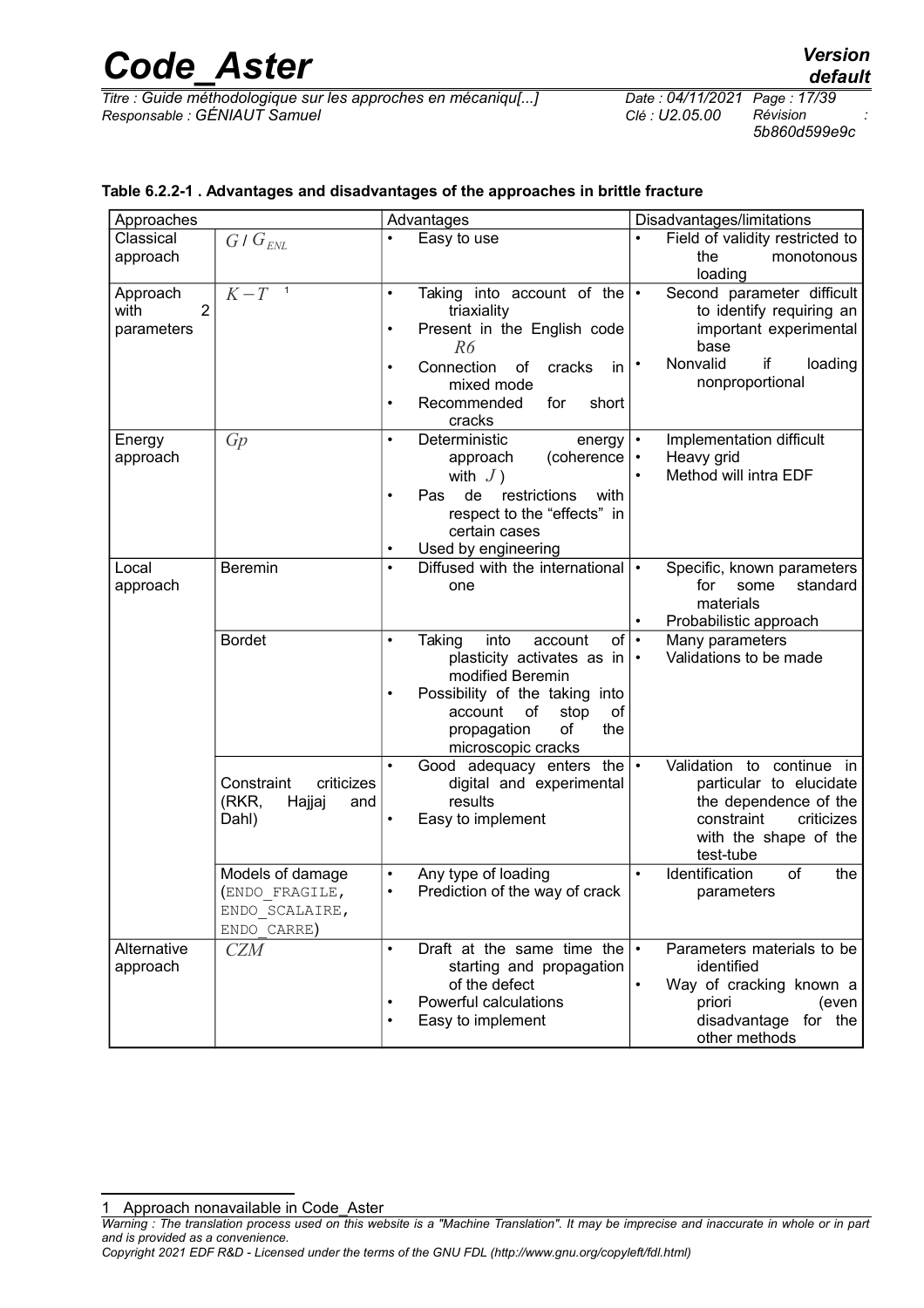**Table 6.2.2-1 . Advantages and disadvantages of the approaches in brittle fracture**

| Approaches | | Advantages | Disadvantages/limitations |
|---|---|---|---|
| Classical approach | $G$ / $G_{ENL}$ | • Easy to use | • Field of validity restricted to the monotonous loading |
| Approach with 2 parameters | $K-T$ [1] | • Taking into account of the triaxiality<br>• Present in the English code $R6$<br>• Connection of cracks in mixed mode<br>• Recommended for short cracks | • Second parameter difficult to identify requiring an important experimental base<br>• Nonvalid if loading nonproportional |
| Energy approach | $Gp$ | • Deterministic energy approach (coherence with $J$ )<br>• Pas de restrictions with respect to the "effects" in certain cases<br>• Used by engineering | • Implementation difficult<br>• Heavy grid<br>• Method will intra EDF |
| Local approach | Beremin | • Diffused with the international one | • Specific, known parameters for some standard materials<br>• Probabilistic approach |
| | Bordet | • Taking into account of plasticity activates as in modified Beremin<br>• Possibility of the taking into account of stop of propagation of the microscopic cracks | • Many parameters<br>• Validations to be made |
| | Constraint criticizes (RKR, Hajjaj and Dahl) | • Good adequacy enters the digital and experimental results<br>• Easy to implement | • Validation to continue in particular to elucidate the dependence of the constraint criticizes with the shape of the test-tube |
| | Models of damage (ENDO_FRAGILE, ENDO_SCALAIRE, ENDO_CARRE) | • Any type of loading<br>• Prediction of the way of crack | • Identification of the parameters |
| Alternative approach | $CZM$ | • Draft at the same time the starting and propagation of the defect<br>• Powerful calculations<br>• Easy to implement | • Parameters materials to be identified<br>• Way of cracking known a priori (even disadvantage for the other methods |

1 Approach nonavailable in Code_Aster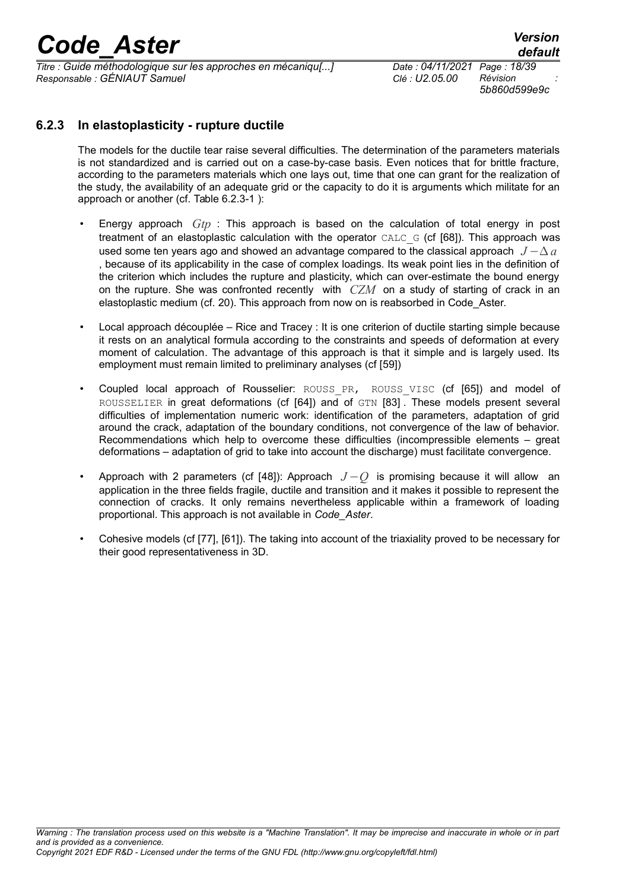### 6.2.3 In elastoplasticity - rupture ductile

The models for the ductile tear raise several difficulties. The determination of the parameters materials is not standardized and is carried out on a case-by-case basis. Even notices that for brittle fracture, according to the parameters materials which one lays out, time that one can grant for the realization of the study, the availability of an adequate grid or the capacity to do it is arguments which militate for an approach or another (cf. Table 6.2.3-1 ):

- Energy approach $Gtp$ : This approach is based on the calculation of total energy in post treatment of an elastoplastic calculation with the operator CALC_G (cf [68]). This approach was used some ten years ago and showed an advantage compared to the classical approach $J-\Delta a$ , because of its applicability in the case of complex loadings. Its weak point lies in the definition of the criterion which includes the rupture and plasticity, which can over-estimate the bound energy on the rupture. She was confronted recently with $CZM$ on a study of starting of crack in an elastoplastic medium (cf. 20). This approach from now on is reabsorbed in Code_Aster.
- Local approach découplée – Rice and Tracey : It is one criterion of ductile starting simple because it rests on an analytical formula according to the constraints and speeds of deformation at every moment of calculation. The advantage of this approach is that it simple and is largely used. Its employment must remain limited to preliminary analyses (cf [59])
- Coupled local approach of Rousselier: ROUSS_PR, ROUSS_VISC (cf [65]) and model of ROUSSELIER in great deformations (cf [64]) and of GTN [83] . These models present several difficulties of implementation numeric work: identification of the parameters, adaptation of grid around the crack, adaptation of the boundary conditions, not convergence of the law of behavior. Recommendations which help to overcome these difficulties (incompressible elements – great deformations – adaptation of grid to take into account the discharge) must facilitate convergence.
- Approach with 2 parameters (cf [48]): Approach $J-Q$ is promising because it will allow an application in the three fields fragile, ductile and transition and it makes it possible to represent the connection of cracks. It only remains nevertheless applicable within a framework of loading proportional. This approach is not available in *Code_Aster*.
- Cohesive models (cf [77], [61]). The taking into account of the triaxiality proved to be necessary for their good representativeness in 3D.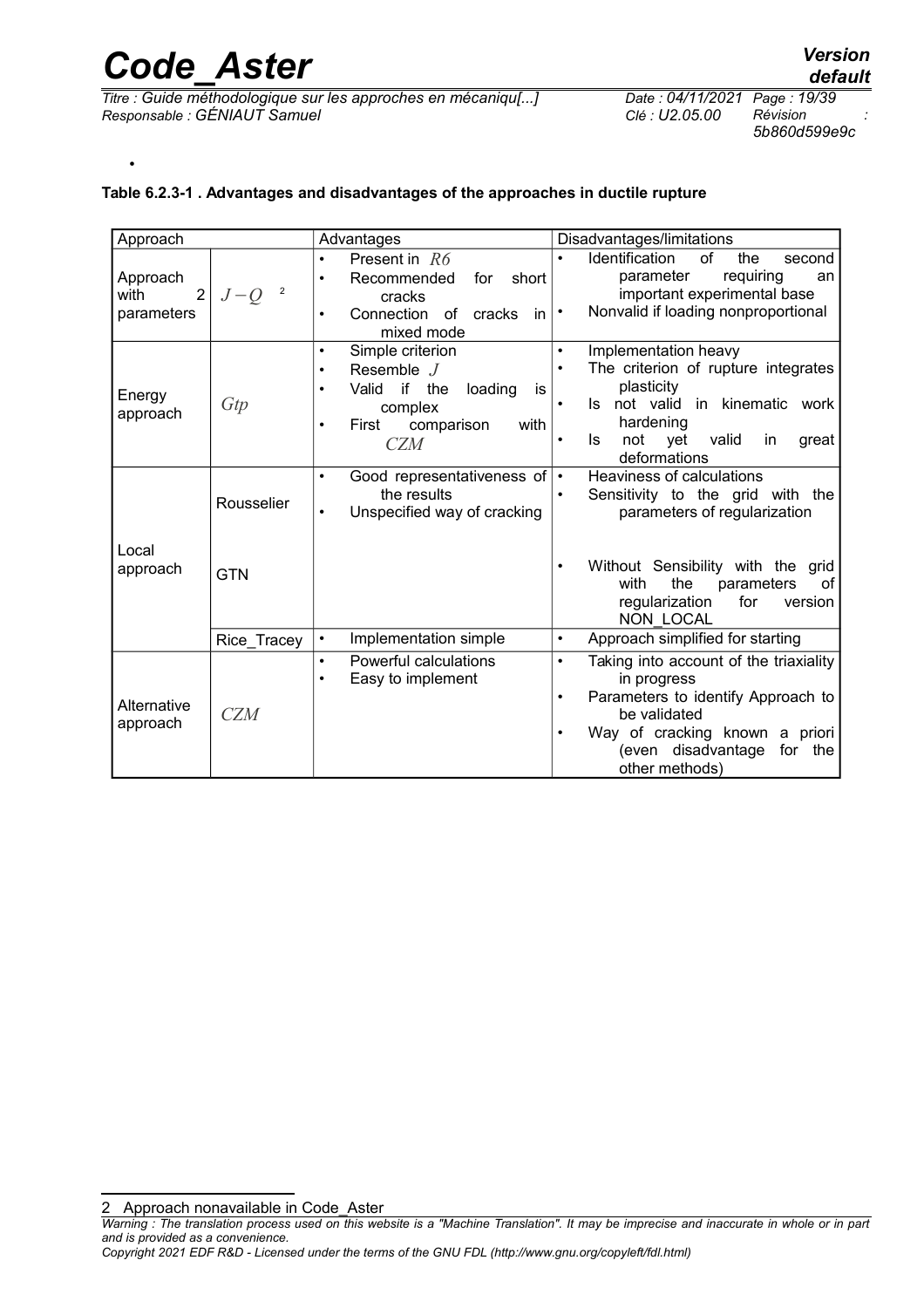•

**Table 6.2.3-1 . Advantages and disadvantages of the approaches in ductile rupture**

| Approach | | Advantages | Disadvantages/limitations |
|---|---|---|---|
| Approach with 2 parameters | $J-Q$ [2] | • Present in $R6$ <br> • Recommended for short cracks <br> • Connection of cracks in mixed mode | • Identification of the second parameter requiring an important experimental base <br> • Nonvalid if loading nonproportional |
| Energy approach | $Gtp$ | • Simple criterion <br> • Resemble $J$ <br> • Valid if the loading is complex <br> • First comparison with $CZM$ | • Implementation heavy <br> • The criterion of rupture integrates plasticity <br> • Is not valid in kinematic work hardening <br> • Is not yet valid in great deformations |
| Local approach | Rousselier | • Good representativeness of the results <br> • Unspecified way of cracking | • Heaviness of calculations <br> • Sensitivity to the grid with the parameters of regularization |
| | GTN | | • Without Sensibility with the grid with the parameters of regularization for version NON_LOCAL |
| | Rice_Tracey | • Implementation simple | • Approach simplified for starting |
| Alternative approach | $CZM$ | • Powerful calculations <br> • Easy to implement | • Taking into account of the triaxiality in progress <br> • Parameters to identify Approach to be validated <br> • Way of cracking known a priori (even disadvantage for the other methods) |

2 Approach nonavailable in Code_Aster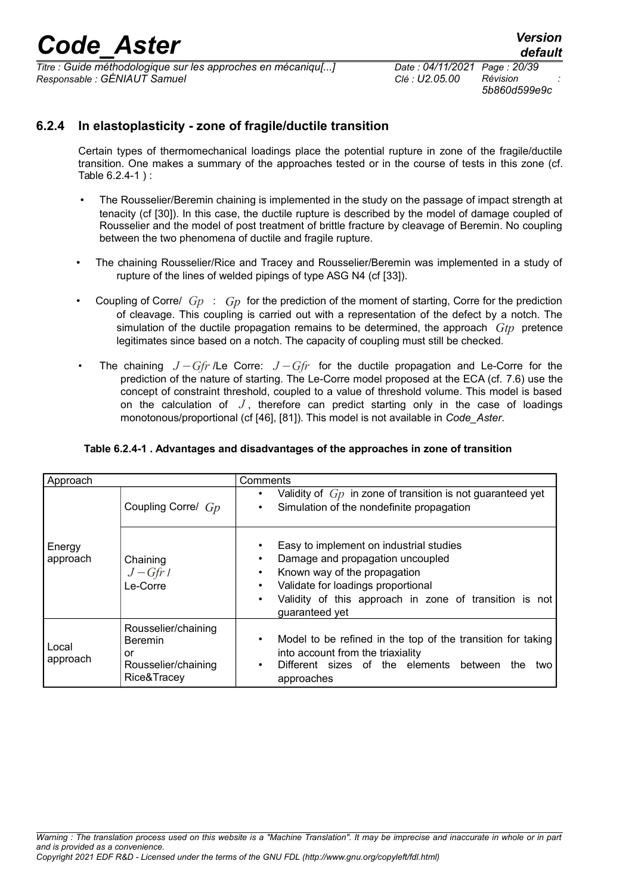### 6.2.4 In elastoplasticity - zone of fragile/ductile transition

Certain types of thermomechanical loadings place the potential rupture in zone of the fragile/ductile transition. One makes a summary of the approaches tested or in the course of tests in this zone (cf. Table 6.2.4-1 ) :

- The Rousselier/Beremin chaining is implemented in the study on the passage of impact strength at tenacity (cf [30]). In this case, the ductile rupture is described by the model of damage coupled of Rousselier and the model of post treatment of brittle fracture by cleavage of Beremin. No coupling between the two phenomena of ductile and fragile rupture.
- The chaining Rousselier/Rice and Tracey and Rousselier/Beremin was implemented in a study of rupture of the lines of welded pipings of type ASG N4 (cf [33]).
- Coupling of Corre/ $Gp$ : $Gp$ for the prediction of the moment of starting, Corre for the prediction of cleavage. This coupling is carried out with a representation of the defect by a notch. The simulation of the ductile propagation remains to be determined, the approach $Gtp$ pretence legitimates since based on a notch. The capacity of coupling must still be checked.
- The chaining $J-Gfr$ /Le Corre: $J-Gfr$ for the ductile propagation and Le-Corre for the prediction of the nature of starting. The Le-Corre model proposed at the ECA (cf. 7.6) use the concept of constraint threshold, coupled to a value of threshold volume. This model is based on the calculation of $J$, therefore can predict starting only in the case of loadings monotonous/proportional (cf [46], [81]). This model is not available in *Code_Aster*.

**Table 6.2.4-1 . Advantages and disadvantages of the approaches in zone of transition**

| Approach | | Comments |
|---|---|---|
| Energy approach | Coupling Corre/ $Gp$ | • Validity of $Gp$ in zone of transition is not guaranteed yet<br>• Simulation of the nondefinite propagation |
| | Chaining $J-Gfr$ / Le-Corre | • Easy to implement on industrial studies<br>• Damage and propagation uncoupled<br>• Known way of the propagation<br>• Validate for loadings proportional<br>• Validity of this approach in zone of transition is not guaranteed yet |
| Local approach | Rousselier/chaining Beremin or Rousselier/chaining Rice&Tracey | • Model to be refined in the top of the transition for taking into account from the triaxiality<br>• Different sizes of the elements between the two approaches |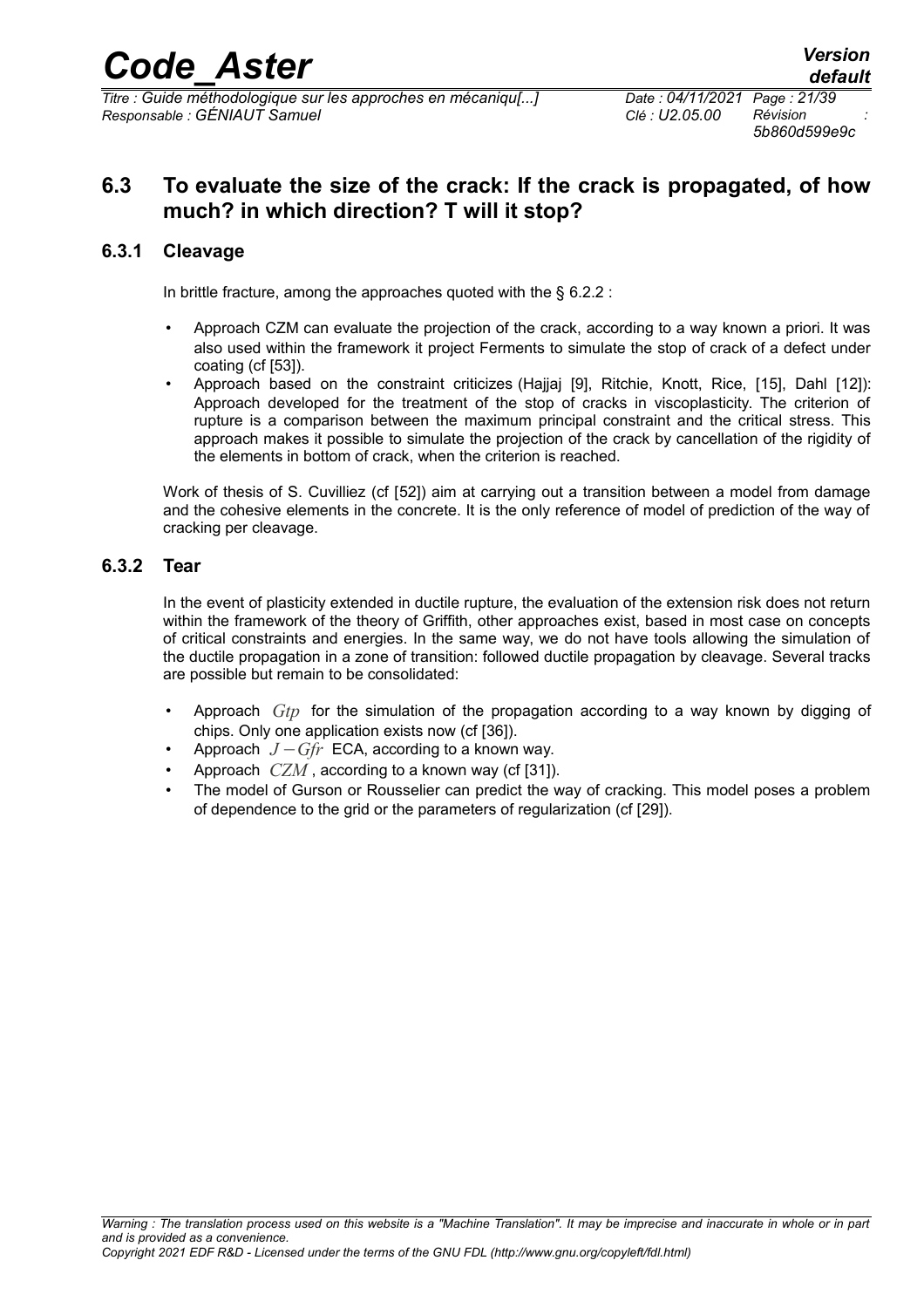## 6.3 To evaluate the size of the crack: If the crack is propagated, of how much? in which direction? T will it stop?

### 6.3.1 Cleavage

In brittle fracture, among the approaches quoted with the § 6.2.2 :

- Approach CZM can evaluate the projection of the crack, according to a way known a priori. It was also used within the framework it project Ferments to simulate the stop of crack of a defect under coating (cf [53]).
- Approach based on the constraint criticizes (Hajjaj [9], Ritchie, Knott, Rice, [15], Dahl [12]): Approach developed for the treatment of the stop of cracks in viscoplasticity. The criterion of rupture is a comparison between the maximum principal constraint and the critical stress. This approach makes it possible to simulate the projection of the crack by cancellation of the rigidity of the elements in bottom of crack, when the criterion is reached.

Work of thesis of S. Cuvilliez (cf [52]) aim at carrying out a transition between a model from damage and the cohesive elements in the concrete. It is the only reference of model of prediction of the way of cracking per cleavage.

### 6.3.2 Tear

In the event of plasticity extended in ductile rupture, the evaluation of the extension risk does not return within the framework of the theory of Griffith, other approaches exist, based in most case on concepts of critical constraints and energies. In the same way, we do not have tools allowing the simulation of the ductile propagation in a zone of transition: followed ductile propagation by cleavage. Several tracks are possible but remain to be consolidated:

- Approach $Gtp$ for the simulation of the propagation according to a way known by digging of chips. Only one application exists now (cf [36]).
- Approach $J-Gfr$ ECA, according to a known way.
- Approach $CZM$, according to a known way (cf [31]).
- The model of Gurson or Rousselier can predict the way of cracking. This model poses a problem of dependence to the grid or the parameters of regularization (cf [29]).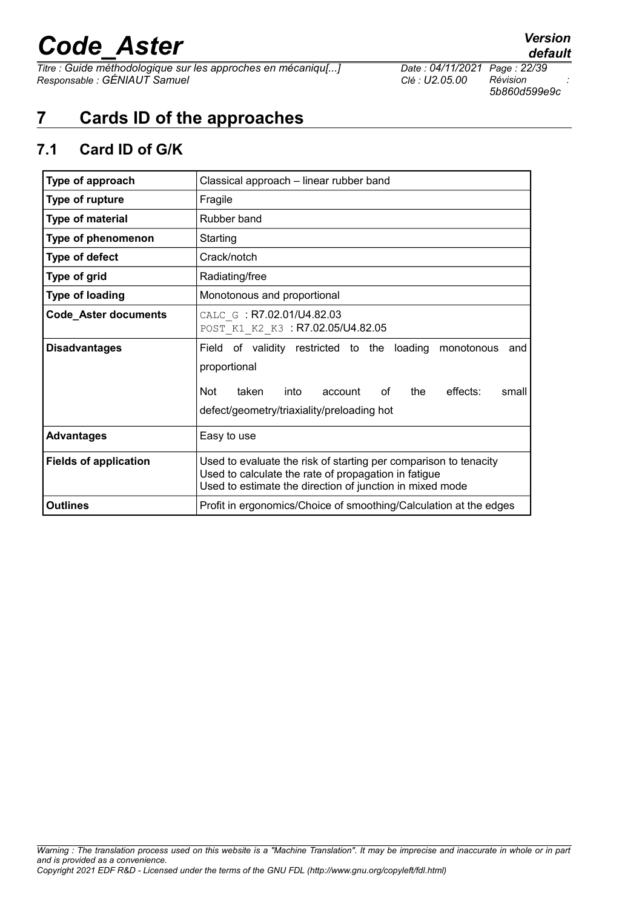# 7 Cards ID of the approaches

## 7.1 Card ID of G/K

| Type of approach | Classical approach – linear rubber band |
|---|---|
| **Type of rupture** | Fragile |
| **Type of material** | Rubber band |
| **Type of phenomenon** | Starting |
| **Type of defect** | Crack/notch |
| **Type of grid** | Radiating/free |
| **Type of loading** | Monotonous and proportional |
| **Code_Aster documents** | CALC_G : R7.02.01/U4.82.03<br>POST_K1_K2_K3 : R7.02.05/U4.82.05 |
| **Disadvantages** | Field of validity restricted to the loading monotonous and proportional<br><br>Not taken into account of the effects: small defect/geometry/triaxiality/preloading hot |
| **Advantages** | Easy to use |
| **Fields of application** | Used to evaluate the risk of starting per comparison to tenacity<br>Used to calculate the rate of propagation in fatigue<br>Used to estimate the direction of junction in mixed mode |
| **Outlines** | Profit in ergonomics/Choice of smoothing/Calculation at the edges |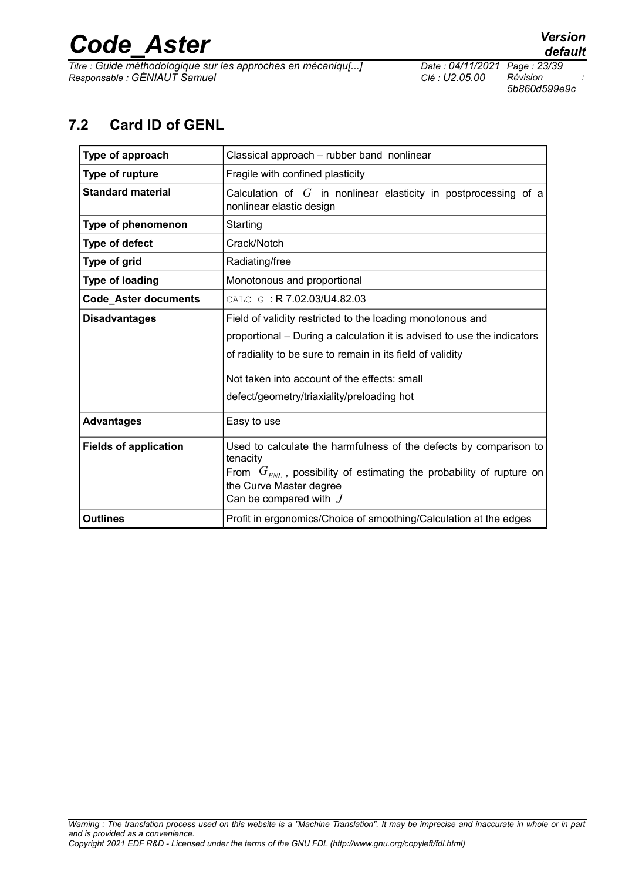## 7.2 Card ID of GENL

| Type of approach | Classical approach – rubber band nonlinear |
|---|---|
| **Type of rupture** | Fragile with confined plasticity |
| **Standard material** | Calculation of $G$ in nonlinear elasticity in postprocessing of a nonlinear elastic design |
| **Type of phenomenon** | Starting |
| **Type of defect** | Crack/Notch |
| **Type of grid** | Radiating/free |
| **Type of loading** | Monotonous and proportional |
| **Code_Aster documents** | CALC_G : R 7.02.03/U4.82.03 |
| **Disadvantages** | Field of validity restricted to the loading monotonous and proportional – During a calculation it is advised to use the indicators of radiality to be sure to remain in its field of validity<br><br>Not taken into account of the effects: small defect/geometry/triaxiality/preloading hot |
| **Advantages** | Easy to use |
| **Fields of application** | Used to calculate the harmfulness of the defects by comparison to tenacity<br>From $G_{ENL}$ , possibility of estimating the probability of rupture on the Curve Master degree<br>Can be compared with $J$ |
| **Outlines** | Profit in ergonomics/Choice of smoothing/Calculation at the edges |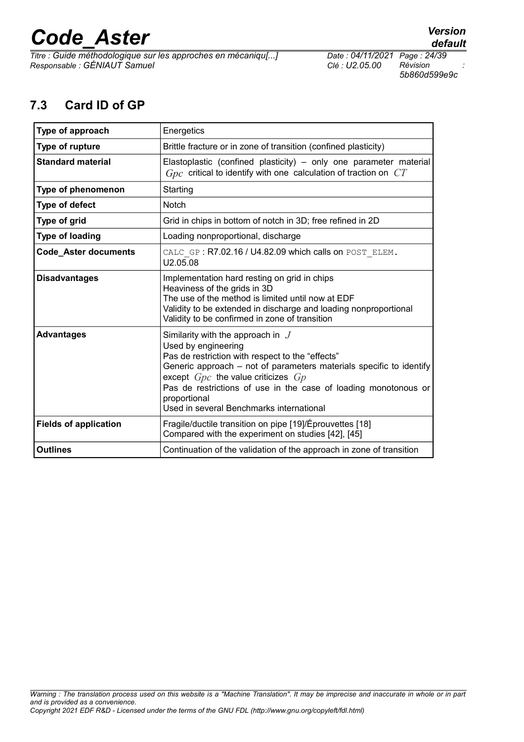## 7.3 Card ID of GP

| | |
|---|---|
| **Type of approach** | Energetics |
| **Type of rupture** | Brittle fracture or in zone of transition (confined plasticity) |
| **Standard material** | Elastoplastic (confined plasticity) – only one parameter material $Gpc$ critical to identify with one calculation of traction on $CT$ |
| **Type of phenomenon** | Starting |
| **Type of defect** | Notch |
| **Type of grid** | Grid in chips in bottom of notch in 3D; free refined in 2D |
| **Type of loading** | Loading nonproportional, discharge |
| **Code_Aster documents** | CALC_GP : R7.02.16 / U4.82.09 which calls on POST_ELEM. U2.05.08 |
| **Disadvantages** | Implementation hard resting on grid in chips<br>Heaviness of the grids in 3D<br>The use of the method is limited until now at EDF<br>Validity to be extended in discharge and loading nonproportional<br>Validity to be confirmed in zone of transition |
| **Advantages** | Similarity with the approach in $J$<br>Used by engineering<br>Pas de restriction with respect to the "effects"<br>Generic approach – not of parameters materials specific to identify except $Gpc$ the value criticizes $Gp$<br>Pas de restrictions of use in the case of loading monotonous or proportional<br>Used in several Benchmarks international |
| **Fields of application** | Fragile/ductile transition on pipe [19]/Éprouvettes [18]<br>Compared with the experiment on studies [42], [45] |
| **Outlines** | Continuation of the validation of the approach in zone of transition |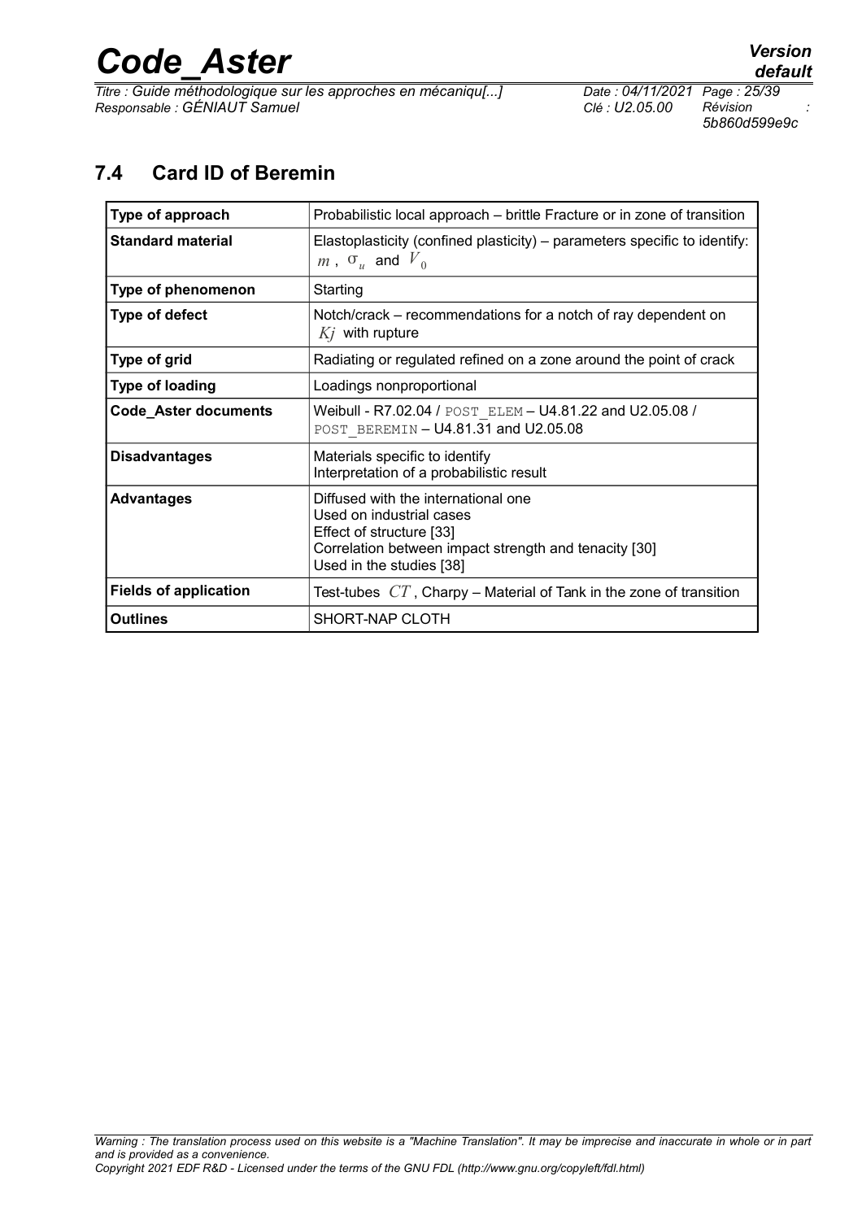## 7.4 Card ID of Beremin

| Type of approach | Probabilistic local approach – brittle Fracture or in zone of transition |
|---|---|
| **Standard material** | Elastoplasticity (confined plasticity) – parameters specific to identify: $m$ , $\sigma_u$ and $V_0$ |
| **Type of phenomenon** | Starting |
| **Type of defect** | Notch/crack – recommendations for a notch of ray dependent on $Kj$ with rupture |
| **Type of grid** | Radiating or regulated refined on a zone around the point of crack |
| **Type of loading** | Loadings nonproportional |
| **Code_Aster documents** | Weibull - R7.02.04 / POST_ELEM – U4.81.22 and U2.05.08 / POST_BEREMIN – U4.81.31 and U2.05.08 |
| **Disadvantages** | Materials specific to identify<br>Interpretation of a probabilistic result |
| **Advantages** | Diffused with the international one<br>Used on industrial cases<br>Effect of structure [33]<br>Correlation between impact strength and tenacity [30]<br>Used in the studies [38] |
| **Fields of application** | Test-tubes $CT$ , Charpy – Material of Tank in the zone of transition |
| **Outlines** | SHORT-NAP CLOTH |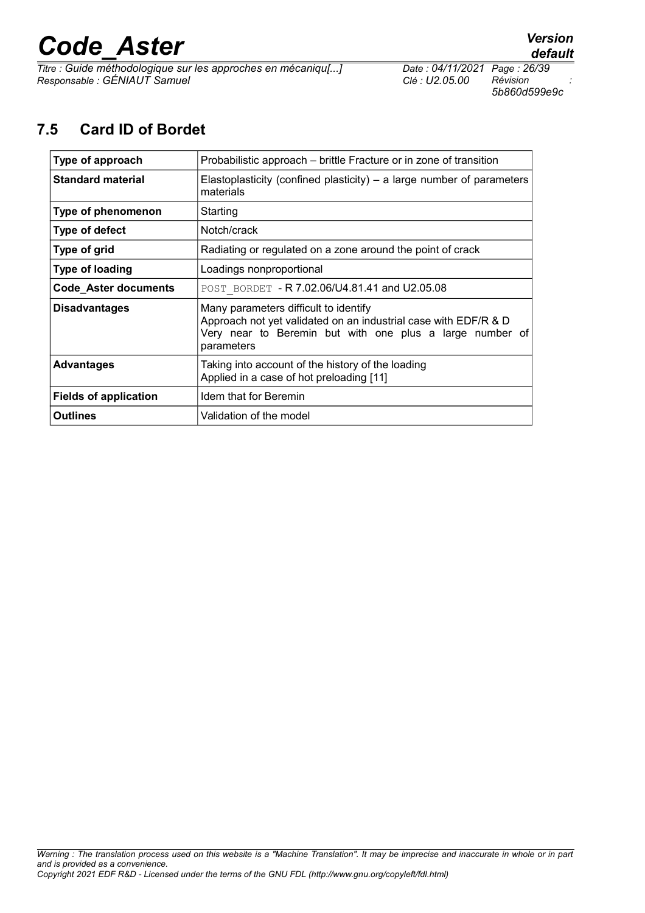## 7.5 Card ID of Bordet

| | |
|---|---|
| **Type of approach** | Probabilistic approach – brittle Fracture or in zone of transition |
| **Standard material** | Elastoplasticity (confined plasticity) – a large number of parameters materials |
| **Type of phenomenon** | Starting |
| **Type of defect** | Notch/crack |
| **Type of grid** | Radiating or regulated on a zone around the point of crack |
| **Type of loading** | Loadings nonproportional |
| **Code_Aster documents** | POST_BORDET - R 7.02.06/U4.81.41 and U2.05.08 |
| **Disadvantages** | Many parameters difficult to identify<br>Approach not yet validated on an industrial case with EDF/R & D<br>Very near to Beremin but with one plus a large number of parameters |
| **Advantages** | Taking into account of the history of the loading<br>Applied in a case of hot preloading [11] |
| **Fields of application** | Idem that for Beremin |
| **Outlines** | Validation of the model |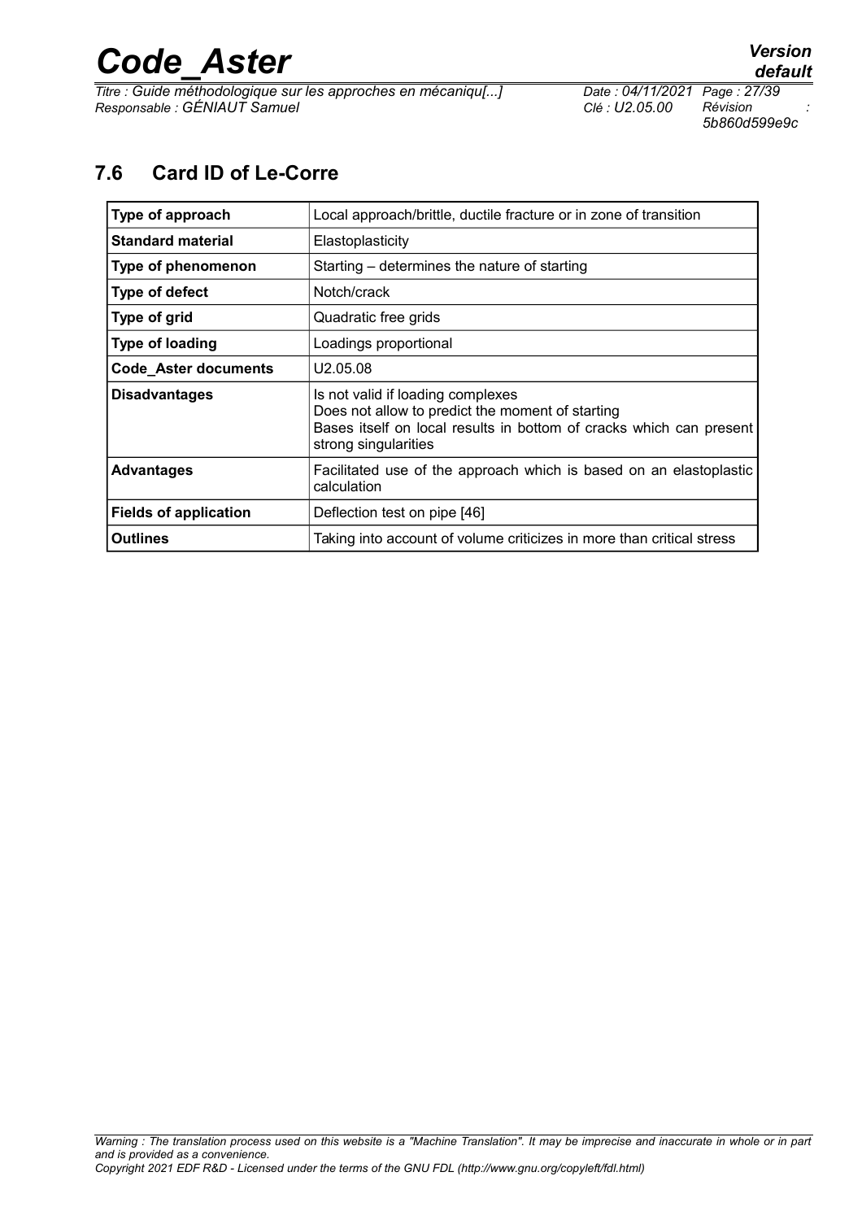## 7.6 Card ID of Le-Corre

| Type of approach | Local approach/brittle, ductile fracture or in zone of transition |
|---|---|
| **Standard material** | Elastoplasticity |
| **Type of phenomenon** | Starting – determines the nature of starting |
| **Type of defect** | Notch/crack |
| **Type of grid** | Quadratic free grids |
| **Type of loading** | Loadings proportional |
| **Code_Aster documents** | U2.05.08 |
| **Disadvantages** | Is not valid if loading complexes<br>Does not allow to predict the moment of starting<br>Bases itself on local results in bottom of cracks which can present strong singularities |
| **Advantages** | Facilitated use of the approach which is based on an elastoplastic calculation |
| **Fields of application** | Deflection test on pipe [46] |
| **Outlines** | Taking into account of volume criticizes in more than critical stress |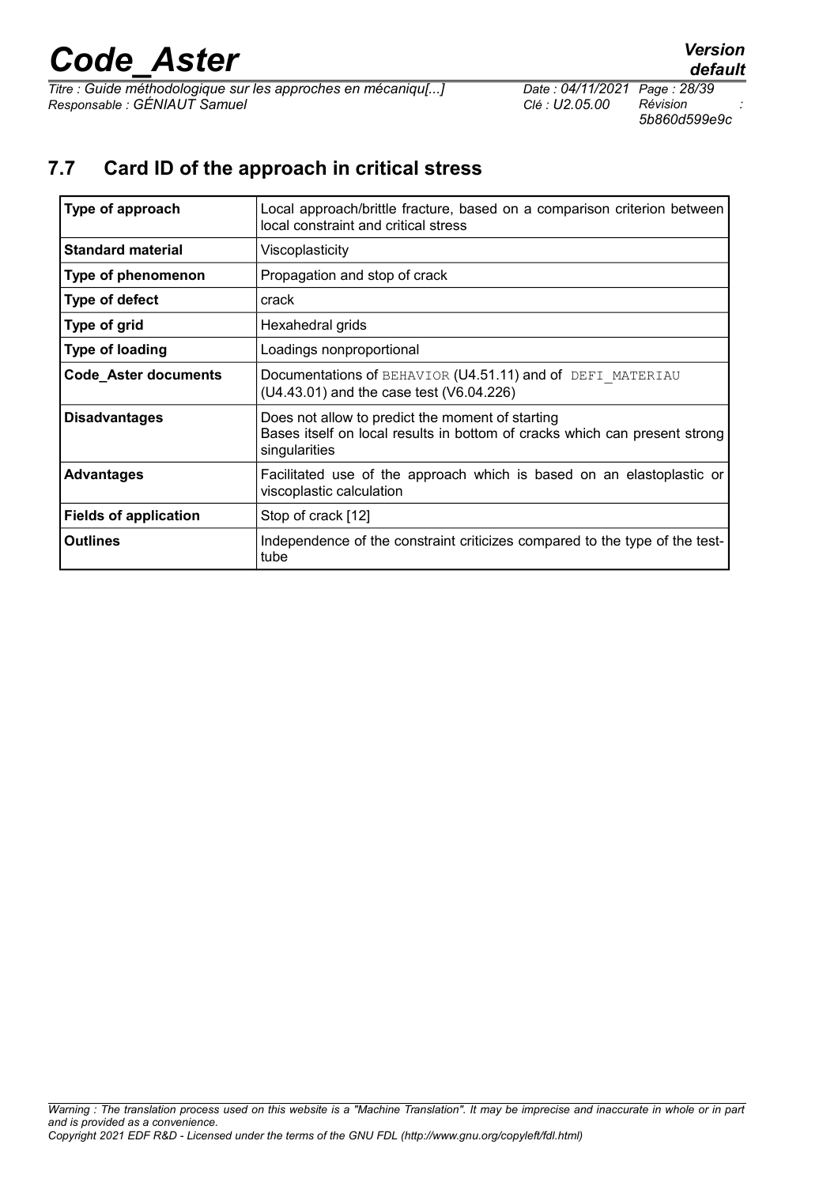## 7.7 Card ID of the approach in critical stress

| Type of approach | Local approach/brittle fracture, based on a comparison criterion between local constraint and critical stress |
|---|---|
| **Standard material** | Viscoplasticity |
| **Type of phenomenon** | Propagation and stop of crack |
| **Type of defect** | crack |
| **Type of grid** | Hexahedral grids |
| **Type of loading** | Loadings nonproportional |
| **Code_Aster documents** | Documentations of BEHAVIOR (U4.51.11) and of DEFI_MATERIAU (U4.43.01) and the case test (V6.04.226) |
| **Disadvantages** | Does not allow to predict the moment of starting<br>Bases itself on local results in bottom of cracks which can present strong singularities |
| **Advantages** | Facilitated use of the approach which is based on an elastoplastic or viscoplastic calculation |
| **Fields of application** | Stop of crack [12] |
| **Outlines** | Independence of the constraint criticizes compared to the type of the test-tube |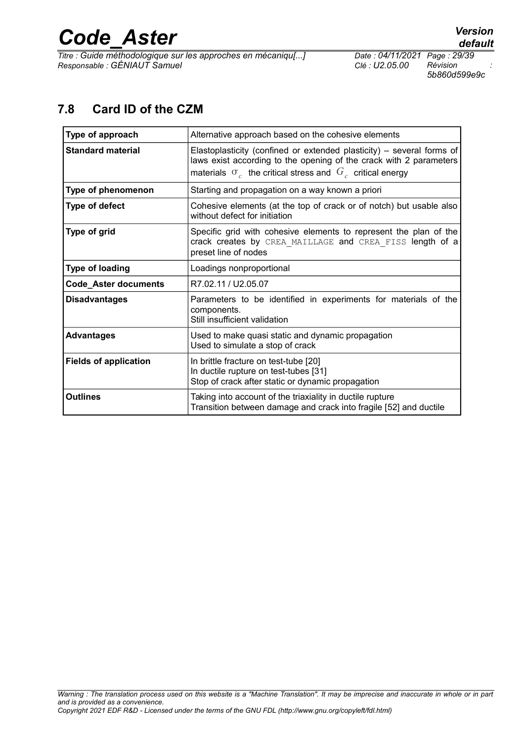## 7.8 Card ID of the CZM

| Type of approach | Alternative approach based on the cohesive elements |
|---|---|
| **Standard material** | Elastoplasticity (confined or extended plasticity) – several forms of laws exist according to the opening of the crack with 2 parameters materials $\sigma_c$ the critical stress and $G_c$ critical energy |
| **Type of phenomenon** | Starting and propagation on a way known a priori |
| **Type of defect** | Cohesive elements (at the top of crack or of notch) but usable also without defect for initiation |
| **Type of grid** | Specific grid with cohesive elements to represent the plan of the crack creates by CREA_MAILLAGE and CREA_FISS length of a preset line of nodes |
| **Type of loading** | Loadings nonproportional |
| **Code_Aster documents** | R7.02.11 / U2.05.07 |
| **Disadvantages** | Parameters to be identified in experiments for materials of the components.<br>Still insufficient validation |
| **Advantages** | Used to make quasi static and dynamic propagation<br>Used to simulate a stop of crack |
| **Fields of application** | In brittle fracture on test-tube [20]<br>In ductile rupture on test-tubes [31]<br>Stop of crack after static or dynamic propagation |
| **Outlines** | Taking into account of the triaxiality in ductile rupture<br>Transition between damage and crack into fragile [52] and ductile |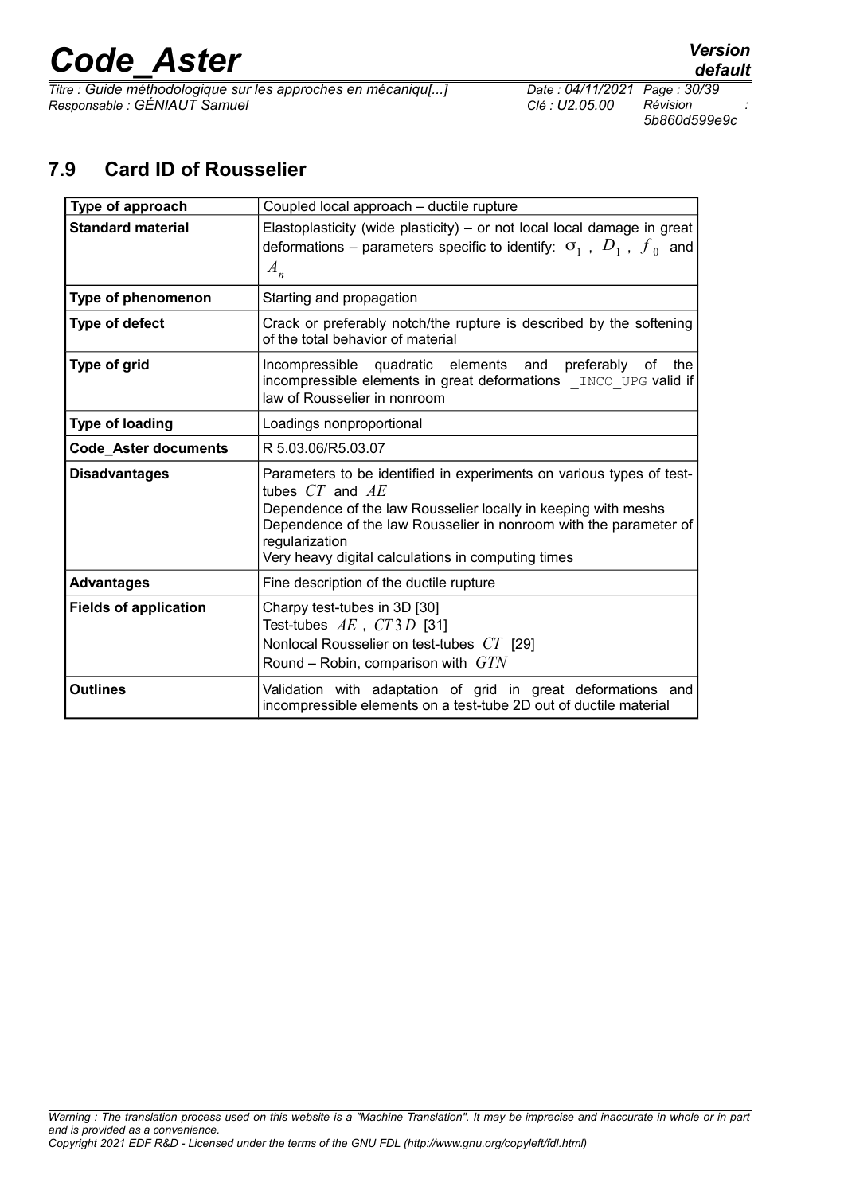## 7.9 Card ID of Rousselier

| Type of approach | Coupled local approach – ductile rupture |
|---|---|
| **Standard material** | Elastoplasticity (wide plasticity) – or not local local damage in great deformations – parameters specific to identify: $\sigma_1$, $D_1$, $f_0$ and $A_n$ |
| **Type of phenomenon** | Starting and propagation |
| **Type of defect** | Crack or preferably notch/the rupture is described by the softening of the total behavior of material |
| **Type of grid** | Incompressible quadratic elements and preferably of the incompressible elements in great deformations `_INCO_UPG` valid if law of Rousselier in nonroom |
| **Type of loading** | Loadings nonproportional |
| **Code_Aster documents** | R 5.03.06/R5.03.07 |
| **Disadvantages** | Parameters to be identified in experiments on various types of test-tubes $CT$ and $AE$<br>Dependence of the law Rousselier locally in keeping with meshs<br>Dependence of the law Rousselier in nonroom with the parameter of regularization<br>Very heavy digital calculations in computing times |
| **Advantages** | Fine description of the ductile rupture |
| **Fields of application** | Charpy test-tubes in 3D [30]<br>Test-tubes $AE$, $CT3D$ [31]<br>Nonlocal Rousselier on test-tubes $CT$ [29]<br>Round – Robin, comparison with $GTN$ |
| **Outlines** | Validation with adaptation of grid in great deformations and incompressible elements on a test-tube 2D out of ductile material |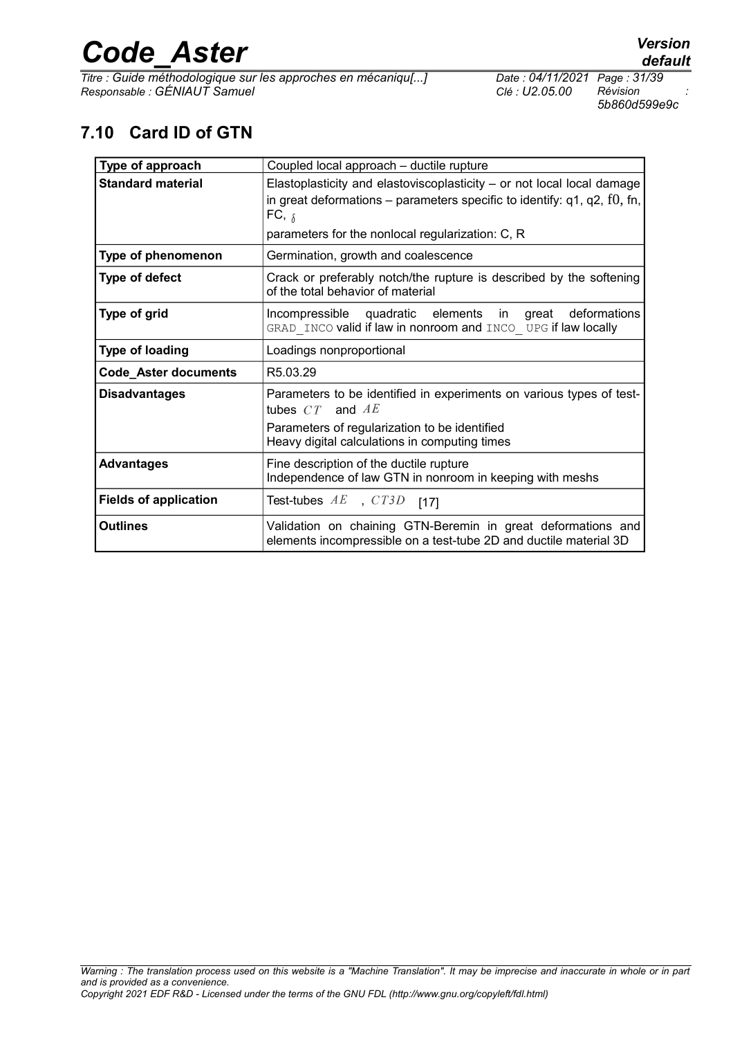## 7.10 Card ID of GTN

| Type of approach | Coupled local approach – ductile rupture |
|---|---|
| **Standard material** | Elastoplasticity and elastoviscoplasticity – or not local local damage in great deformations – parameters specific to identify: q1, q2, $f0$, fn, FC, $\delta$<br>parameters for the nonlocal regularization: C, R |
| **Type of phenomenon** | Germination, growth and coalescence |
| **Type of defect** | Crack or preferably notch/the rupture is described by the softening of the total behavior of material |
| **Type of grid** | Incompressible quadratic elements in great deformations GRAD_INCO valid if law in nonroom and INCO_ UPG if law locally |
| **Type of loading** | Loadings nonproportional |
| **Code_Aster documents** | R5.03.29 |
| **Disadvantages** | Parameters to be identified in experiments on various types of test-tubes $CT$ and $AE$<br>Parameters of regularization to be identified<br>Heavy digital calculations in computing times |
| **Advantages** | Fine description of the ductile rupture<br>Independence of law GTN in nonroom in keeping with meshs |
| **Fields of application** | Test-tubes $AE$ , $CT3D$ [17] |
| **Outlines** | Validation on chaining GTN-Beremin in great deformations and elements incompressible on a test-tube 2D and ductile material 3D |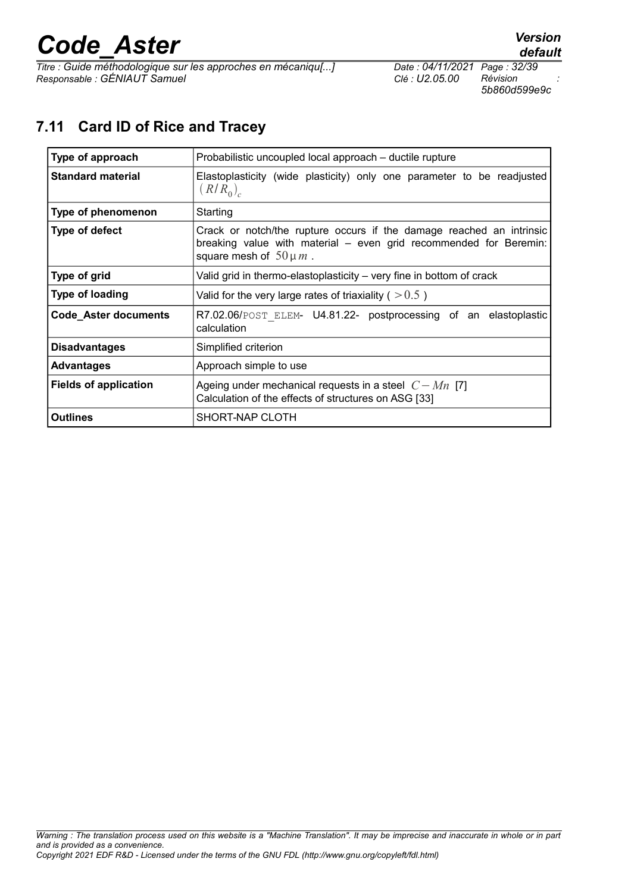## 7.11 Card ID of Rice and Tracey

| Type of approach | Probabilistic uncoupled local approach – ductile rupture |
|---|---|
| **Standard material** | Elastoplasticity (wide plasticity) only one parameter to be readjusted $(R/R_0)_c$ |
| **Type of phenomenon** | Starting |
| **Type of defect** | Crack or notch/the rupture occurs if the damage reached an intrinsic breaking value with material – even grid recommended for Beremin: square mesh of $50\,\mu m$ . |
| **Type of grid** | Valid grid in thermo-elastoplasticity – very fine in bottom of crack |
| **Type of loading** | Valid for the very large rates of triaxiality ( $>0.5$ ) |
| **Code_Aster documents** | R7.02.06/POST_ELEM- U4.81.22- postprocessing of an elastoplastic calculation |
| **Disadvantages** | Simplified criterion |
| **Advantages** | Approach simple to use |
| **Fields of application** | Ageing under mechanical requests in a steel $C-Mn$ [7]<br>Calculation of the effects of structures on ASG [33] |
| **Outlines** | SHORT-NAP CLOTH |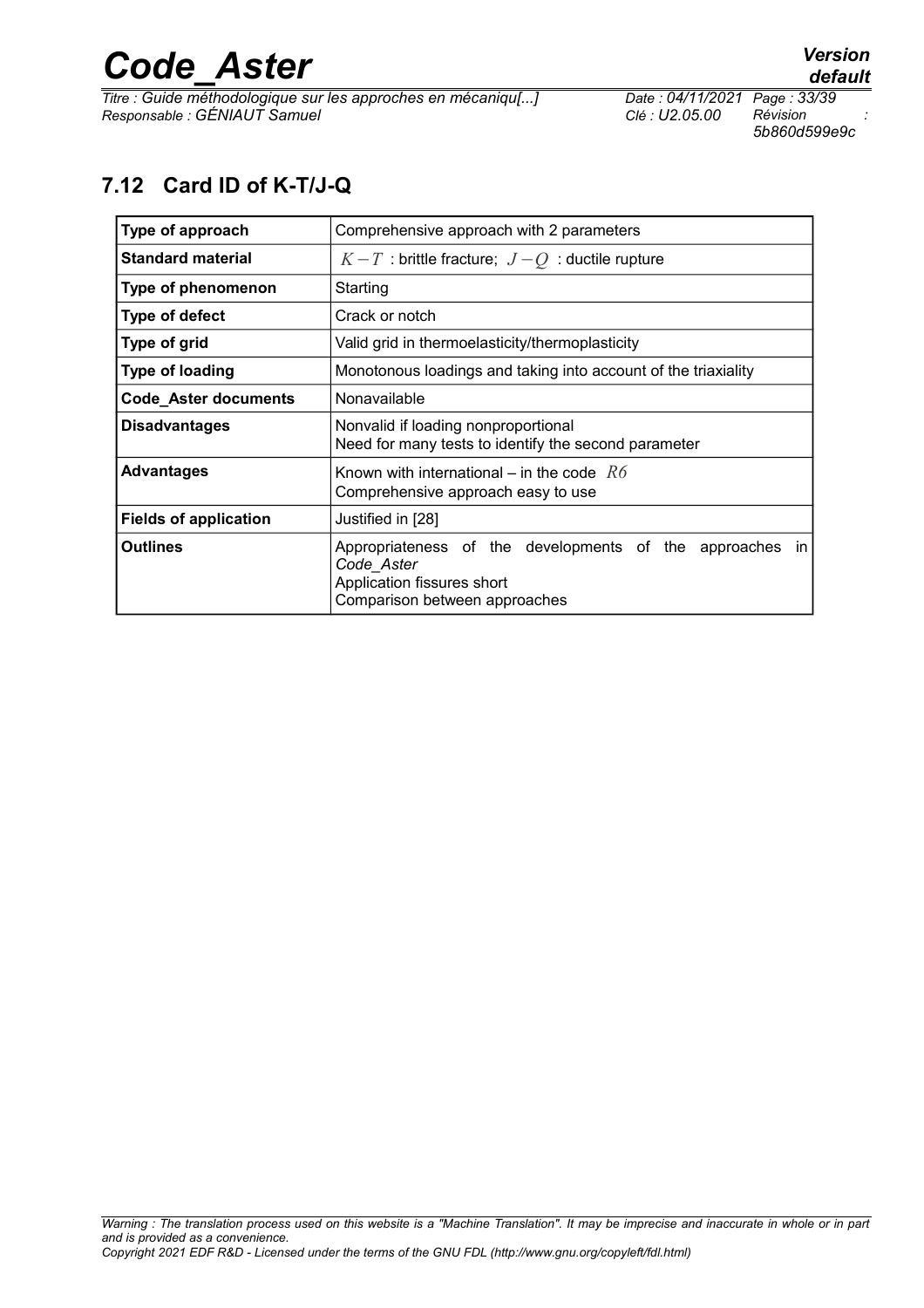## 7.12 Card ID of K-T/J-Q

| | |
|---|---|
| **Type of approach** | Comprehensive approach with 2 parameters |
| **Standard material** | $K-T$ : brittle fracture; $J-Q$ : ductile rupture |
| **Type of phenomenon** | Starting |
| **Type of defect** | Crack or notch |
| **Type of grid** | Valid grid in thermoelasticity/thermoplasticity |
| **Type of loading** | Monotonous loadings and taking into account of the triaxiality |
| **Code_Aster documents** | Nonavailable |
| **Disadvantages** | Nonvalid if loading nonproportional<br>Need for many tests to identify the second parameter |
| **Advantages** | Known with international – in the code $R6$<br>Comprehensive approach easy to use |
| **Fields of application** | Justified in [28] |
| **Outlines** | Appropriateness of the developments of the approaches in *Code_Aster*<br>Application fissures short<br>Comparison between approaches |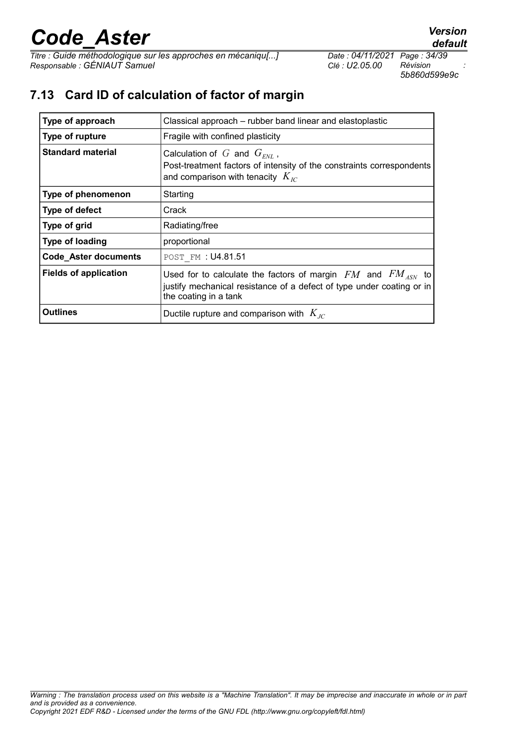## 7.13 Card ID of calculation of factor of margin

| **Type of approach** | Classical approach – rubber band linear and elastoplastic |
|---|---|
| **Type of rupture** | Fragile with confined plasticity |
| **Standard material** | Calculation of $G$ and $G_{ENL}$ ,<br>Post-treatment factors of intensity of the constraints correspondents and comparison with tenacity $K_{IC}$ |
| **Type of phenomenon** | Starting |
| **Type of defect** | Crack |
| **Type of grid** | Radiating/free |
| **Type of loading** | proportional |
| **Code_Aster documents** | POST_FM : U4.81.51 |
| **Fields of application** | Used for to calculate the factors of margin $FM$ and $FM_{ASN}$ to justify mechanical resistance of a defect of type under coating or in the coating in a tank |
| **Outlines** | Ductile rupture and comparison with $K_{JC}$ |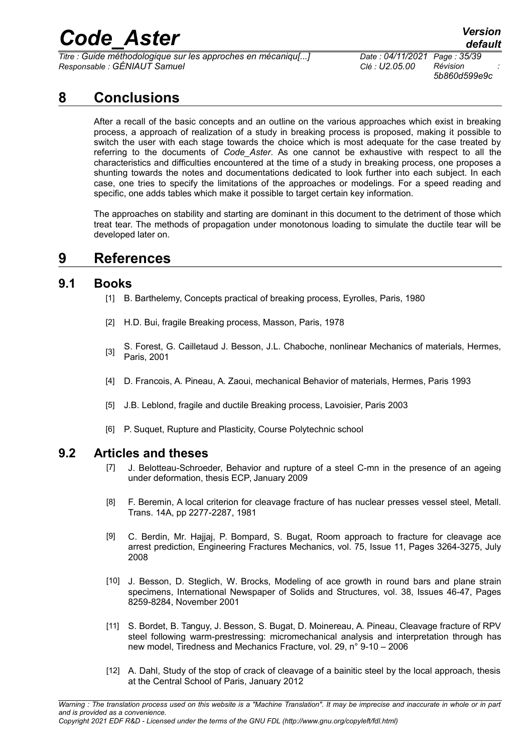# 8 Conclusions

After a recall of the basic concepts and an outline on the various approaches which exist in breaking process, a approach of realization of a study in breaking process is proposed, making it possible to switch the user with each stage towards the choice which is most adequate for the case treated by referring to the documents of *Code_Aster*. As one cannot be exhaustive with respect to all the characteristics and difficulties encountered at the time of a study in breaking process, one proposes a shunting towards the notes and documentations dedicated to look further into each subject. In each case, one tries to specify the limitations of the approaches or modelings. For a speed reading and specific, one adds tables which make it possible to target certain key information.

The approaches on stability and starting are dominant in this document to the detriment of those which treat tear. The methods of propagation under monotonous loading to simulate the ductile tear will be developed later on.

# 9 References

## 9.1 Books

[1] B. Barthelemy, Concepts practical of breaking process, Eyrolles, Paris, 1980

[2] H.D. Bui, fragile Breaking process, Masson, Paris, 1978

[3] S. Forest, G. Cailletaud J. Besson, J.L. Chaboche, nonlinear Mechanics of materials, Hermes, Paris, 2001

[4] D. Francois, A. Pineau, A. Zaoui, mechanical Behavior of materials, Hermes, Paris 1993

[5] J.B. Leblond, fragile and ductile Breaking process, Lavoisier, Paris 2003

[6] P. Suquet, Rupture and Plasticity, Course Polytechnic school

## 9.2 Articles and theses

[7] J. Belotteau-Schroeder, Behavior and rupture of a steel C-mn in the presence of an ageing under deformation, thesis ECP, January 2009

[8] F. Beremin, A local criterion for cleavage fracture of has nuclear presses vessel steel, Metall. Trans. 14A, pp 2277-2287, 1981

[9] C. Berdin, Mr. Hajjaj, P. Bompard, S. Bugat, Room approach to fracture for cleavage ace arrest prediction, Engineering Fractures Mechanics, vol. 75, Issue 11, Pages 3264-3275, July 2008

[10] J. Besson, D. Steglich, W. Brocks, Modeling of ace growth in round bars and plane strain specimens, International Newspaper of Solids and Structures, vol. 38, Issues 46-47, Pages 8259-8284, November 2001

[11] S. Bordet, B. Tanguy, J. Besson, S. Bugat, D. Moinereau, A. Pineau, Cleavage fracture of RPV steel following warm-prestressing: micromechanical analysis and interpretation through has new model, Tiredness and Mechanics Fracture, vol. 29, n° 9-10 – 2006

[12] A. Dahl, Study of the stop of crack of cleavage of a bainitic steel by the local approach, thesis at the Central School of Paris, January 2012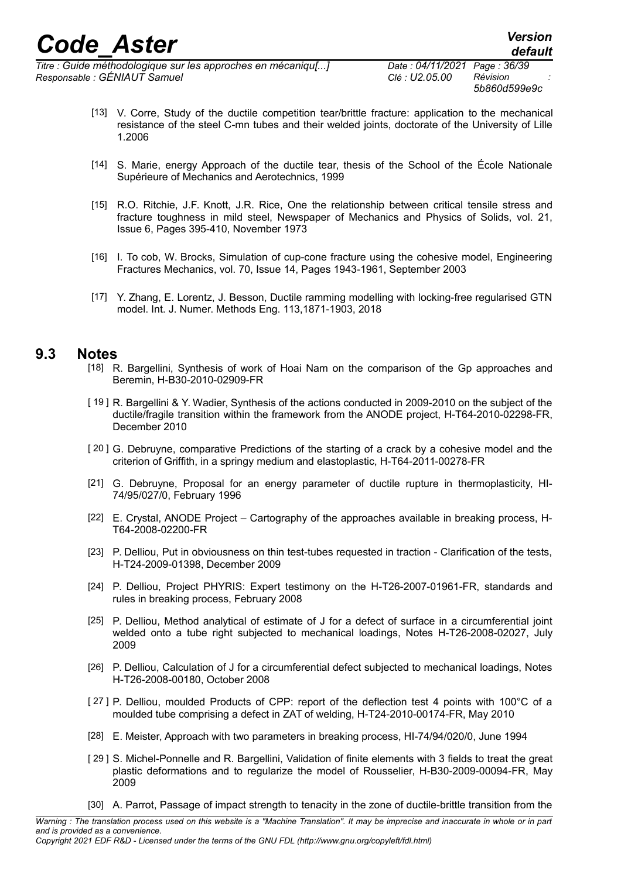[13] V. Corre, Study of the ductile competition tear/brittle fracture: application to the mechanical resistance of the steel C-mn tubes and their welded joints, doctorate of the University of Lille 1.2006

[14] S. Marie, energy Approach of the ductile tear, thesis of the School of the École Nationale Supérieure of Mechanics and Aerotechnics, 1999

[15] R.O. Ritchie, J.F. Knott, J.R. Rice, One the relationship between critical tensile stress and fracture toughness in mild steel, Newspaper of Mechanics and Physics of Solids, vol. 21, Issue 6, Pages 395-410, November 1973

[16] I. To cob, W. Brocks, Simulation of cup-cone fracture using the cohesive model, Engineering Fractures Mechanics, vol. 70, Issue 14, Pages 1943-1961, September 2003

[17] Y. Zhang, E. Lorentz, J. Besson, Ductile ramming modelling with locking-free regularised GTN model. Int. J. Numer. Methods Eng. 113,1871-1903, 2018

## 9.3 Notes

[18] R. Bargellini, Synthesis of work of Hoai Nam on the comparison of the Gp approaches and Beremin, H-B30-2010-02909-FR

[19] R. Bargellini & Y. Wadier, Synthesis of the actions conducted in 2009-2010 on the subject of the ductile/fragile transition within the framework from the ANODE project, H-T64-2010-02298-FR, December 2010

[20] G. Debruyne, comparative Predictions of the starting of a crack by a cohesive model and the criterion of Griffith, in a springy medium and elastoplastic, H-T64-2011-00278-FR

[21] G. Debruyne, Proposal for an energy parameter of ductile rupture in thermoplasticity, HI-74/95/027/0, February 1996

[22] E. Crystal, ANODE Project – Cartography of the approaches available in breaking process, H-T64-2008-02200-FR

[23] P. Delliou, Put in obviousness on thin test-tubes requested in traction - Clarification of the tests, H-T24-2009-01398, December 2009

[24] P. Delliou, Project PHYRIS: Expert testimony on the H-T26-2007-01961-FR, standards and rules in breaking process, February 2008

[25] P. Delliou, Method analytical of estimate of J for a defect of surface in a circumferential joint welded onto a tube right subjected to mechanical loadings, Notes H-T26-2008-02027, July 2009

[26] P. Delliou, Calculation of J for a circumferential defect subjected to mechanical loadings, Notes H-T26-2008-00180, October 2008

[27] P. Delliou, moulded Products of CPP: report of the deflection test 4 points with 100°C of a moulded tube comprising a defect in ZAT of welding, H-T24-2010-00174-FR, May 2010

[28] E. Meister, Approach with two parameters in breaking process, HI-74/94/020/0, June 1994

[29] S. Michel-Ponnelle and R. Bargellini, Validation of finite elements with 3 fields to treat the great plastic deformations and to regularize the model of Rousselier, H-B30-2009-00094-FR, May 2009

[30] A. Parrot, Passage of impact strength to tenacity in the zone of ductile-brittle transition from the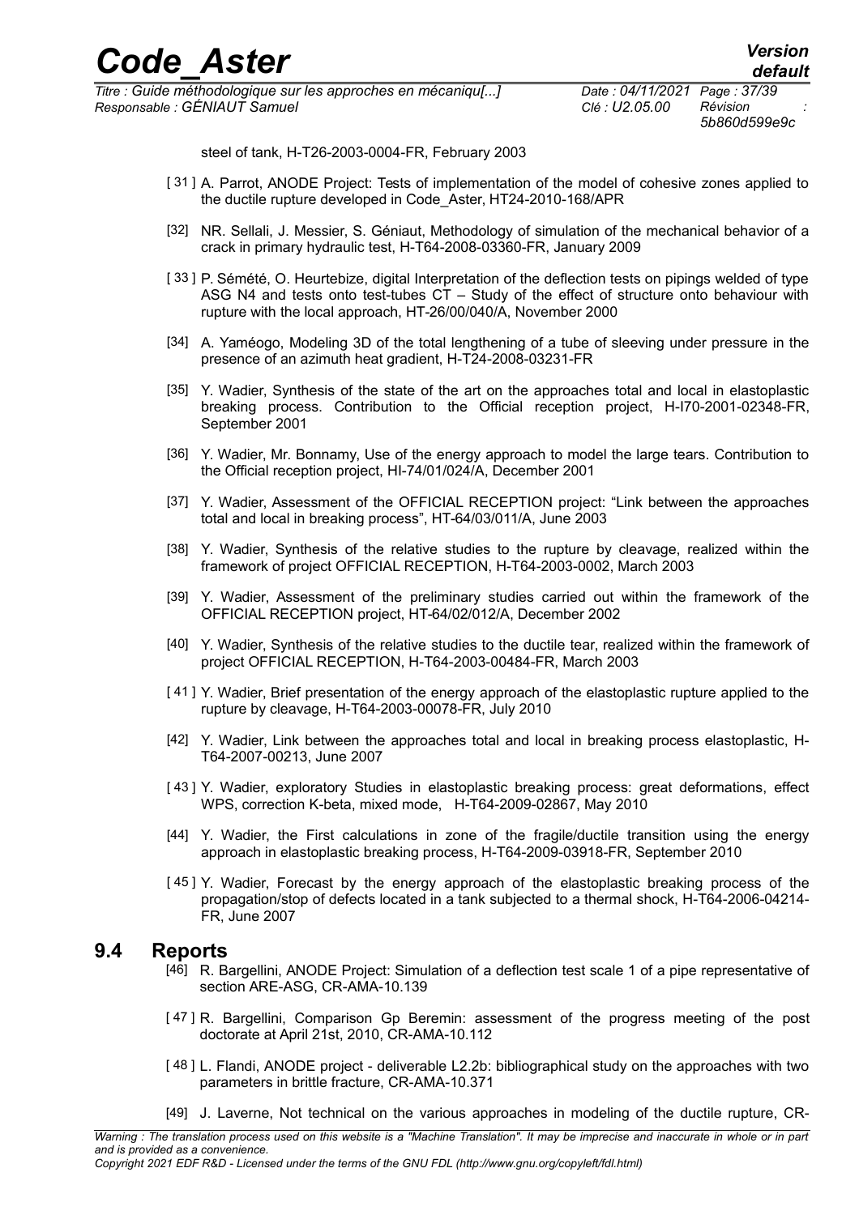steel of tank, H-T26-2003-0004-FR, February 2003

[31] A. Parrot, ANODE Project: Tests of implementation of the model of cohesive zones applied to the ductile rupture developed in Code_Aster, HT24-2010-168/APR

[32] NR. Sellali, J. Messier, S. Géniaut, Methodology of simulation of the mechanical behavior of a crack in primary hydraulic test, H-T64-2008-03360-FR, January 2009

[33] P. Sémété, O. Heurtebize, digital Interpretation of the deflection tests on pipings welded of type ASG N4 and tests onto test-tubes CT – Study of the effect of structure onto behaviour with rupture with the local approach, HT-26/00/040/A, November 2000

[34] A. Yaméogo, Modeling 3D of the total lengthening of a tube of sleeving under pressure in the presence of an azimuth heat gradient, H-T24-2008-03231-FR

[35] Y. Wadier, Synthesis of the state of the art on the approaches total and local in elastoplastic breaking process. Contribution to the Official reception project, H-I70-2001-02348-FR, September 2001

[36] Y. Wadier, Mr. Bonnamy, Use of the energy approach to model the large tears. Contribution to the Official reception project, HI-74/01/024/A, December 2001

[37] Y. Wadier, Assessment of the OFFICIAL RECEPTION project: "Link between the approaches total and local in breaking process", HT-64/03/011/A, June 2003

[38] Y. Wadier, Synthesis of the relative studies to the rupture by cleavage, realized within the framework of project OFFICIAL RECEPTION, H-T64-2003-0002, March 2003

[39] Y. Wadier, Assessment of the preliminary studies carried out within the framework of the OFFICIAL RECEPTION project, HT-64/02/012/A, December 2002

[40] Y. Wadier, Synthesis of the relative studies to the ductile tear, realized within the framework of project OFFICIAL RECEPTION, H-T64-2003-00484-FR, March 2003

[41] Y. Wadier, Brief presentation of the energy approach of the elastoplastic rupture applied to the rupture by cleavage, H-T64-2003-00078-FR, July 2010

[42] Y. Wadier, Link between the approaches total and local in breaking process elastoplastic, H-T64-2007-00213, June 2007

[43] Y. Wadier, exploratory Studies in elastoplastic breaking process: great deformations, effect WPS, correction K-beta, mixed mode, H-T64-2009-02867, May 2010

[44] Y. Wadier, the First calculations in zone of the fragile/ductile transition using the energy approach in elastoplastic breaking process, H-T64-2009-03918-FR, September 2010

[45] Y. Wadier, Forecast by the energy approach of the elastoplastic breaking process of the propagation/stop of defects located in a tank subjected to a thermal shock, H-T64-2006-04214-FR, June 2007

## 9.4 Reports

[46] R. Bargellini, ANODE Project: Simulation of a deflection test scale 1 of a pipe representative of section ARE-ASG, CR-AMA-10.139

[47] R. Bargellini, Comparison Gp Beremin: assessment of the progress meeting of the post doctorate at April 21st, 2010, CR-AMA-10.112

[48] L. Flandi, ANODE project - deliverable L2.2b: bibliographical study on the approaches with two parameters in brittle fracture, CR-AMA-10.371

[49] J. Laverne, Not technical on the various approaches in modeling of the ductile rupture, CR-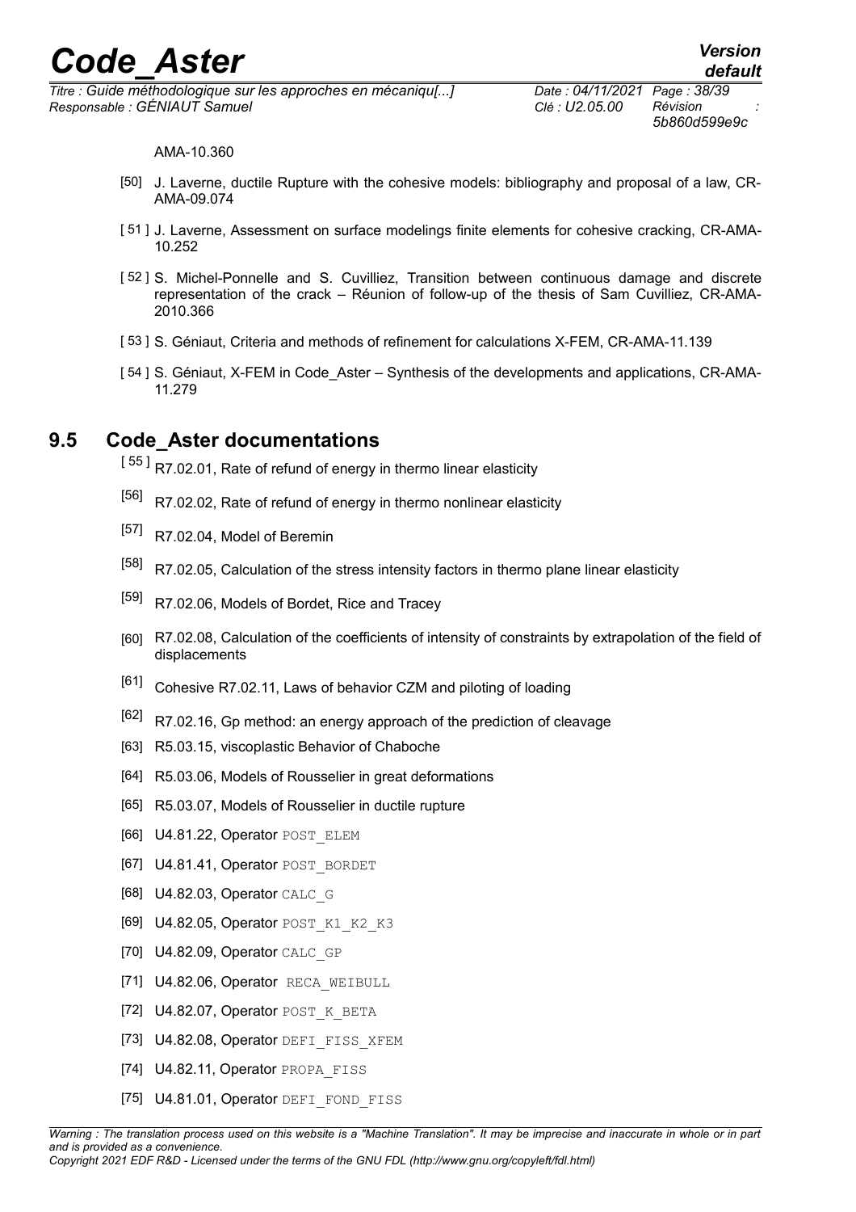AMA-10.360

[50] J. Laverne, ductile Rupture with the cohesive models: bibliography and proposal of a law, CR-AMA-09.074

[51] J. Laverne, Assessment on surface modelings finite elements for cohesive cracking, CR-AMA-10.252

[52] S. Michel-Ponnelle and S. Cuvilliez, Transition between continuous damage and discrete representation of the crack – Réunion of follow-up of the thesis of Sam Cuvilliez, CR-AMA-2010.366

[53] S. Géniaut, Criteria and methods of refinement for calculations X-FEM, CR-AMA-11.139

[54] S. Géniaut, X-FEM in Code_Aster – Synthesis of the developments and applications, CR-AMA-11.279

## 9.5 Code_Aster documentations

[55] R7.02.01, Rate of refund of energy in thermo linear elasticity

[56] R7.02.02, Rate of refund of energy in thermo nonlinear elasticity

[57] R7.02.04, Model of Beremin

[58] R7.02.05, Calculation of the stress intensity factors in thermo plane linear elasticity

[59] R7.02.06, Models of Bordet, Rice and Tracey

[60] R7.02.08, Calculation of the coefficients of intensity of constraints by extrapolation of the field of displacements

[61] Cohesive R7.02.11, Laws of behavior CZM and piloting of loading

[62] R7.02.16, Gp method: an energy approach of the prediction of cleavage

[63] R5.03.15, viscoplastic Behavior of Chaboche

[64] R5.03.06, Models of Rousselier in great deformations

[65] R5.03.07, Models of Rousselier in ductile rupture

[66] U4.81.22, Operator POST_ELEM

[67] U4.81.41, Operator POST_BORDET

[68] U4.82.03, Operator CALC_G

[69] U4.82.05, Operator POST_K1_K2_K3

[70] U4.82.09, Operator CALC_GP

[71] U4.82.06, Operator RECA_WEIBULL

[72] U4.82.07, Operator POST_K_BETA

[73] U4.82.08, Operator DEFI_FISS_XFEM

[74] U4.82.11, Operator PROPA_FISS

[75] U4.81.01, Operator DEFI_FOND_FISS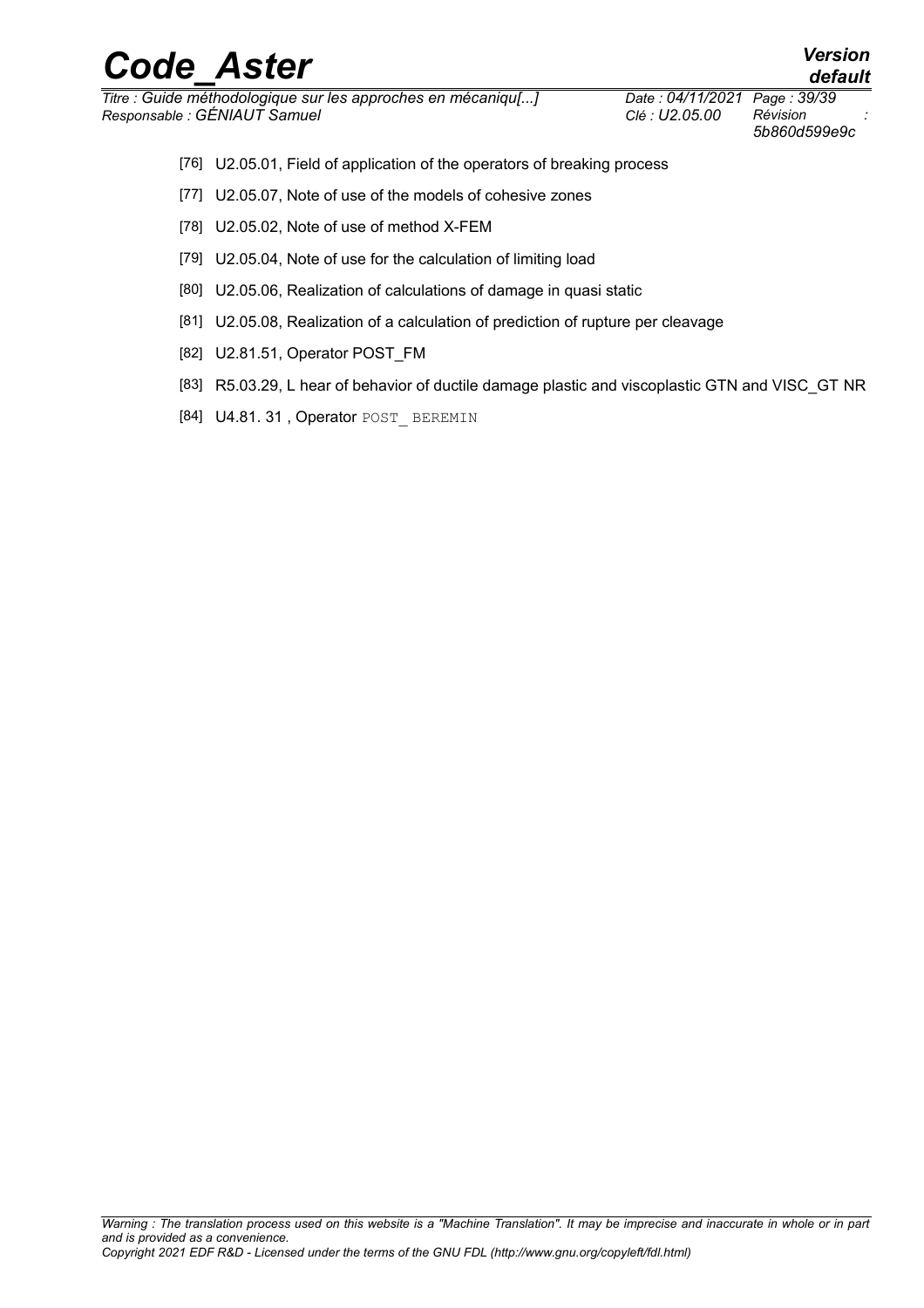[76] U2.05.01, Field of application of the operators of breaking process

[77] U2.05.07, Note of use of the models of cohesive zones

[78] U2.05.02, Note of use of method X-FEM

[79] U2.05.04, Note of use for the calculation of limiting load

[80] U2.05.06, Realization of calculations of damage in quasi static

[81] U2.05.08, Realization of a calculation of prediction of rupture per cleavage

[82] U2.81.51, Operator POST_FM

[83] R5.03.29, L hear of behavior of ductile damage plastic and viscoplastic GTN and VISC_GT NR

[84] U4.81. 31 , Operator POST_ BEREMIN